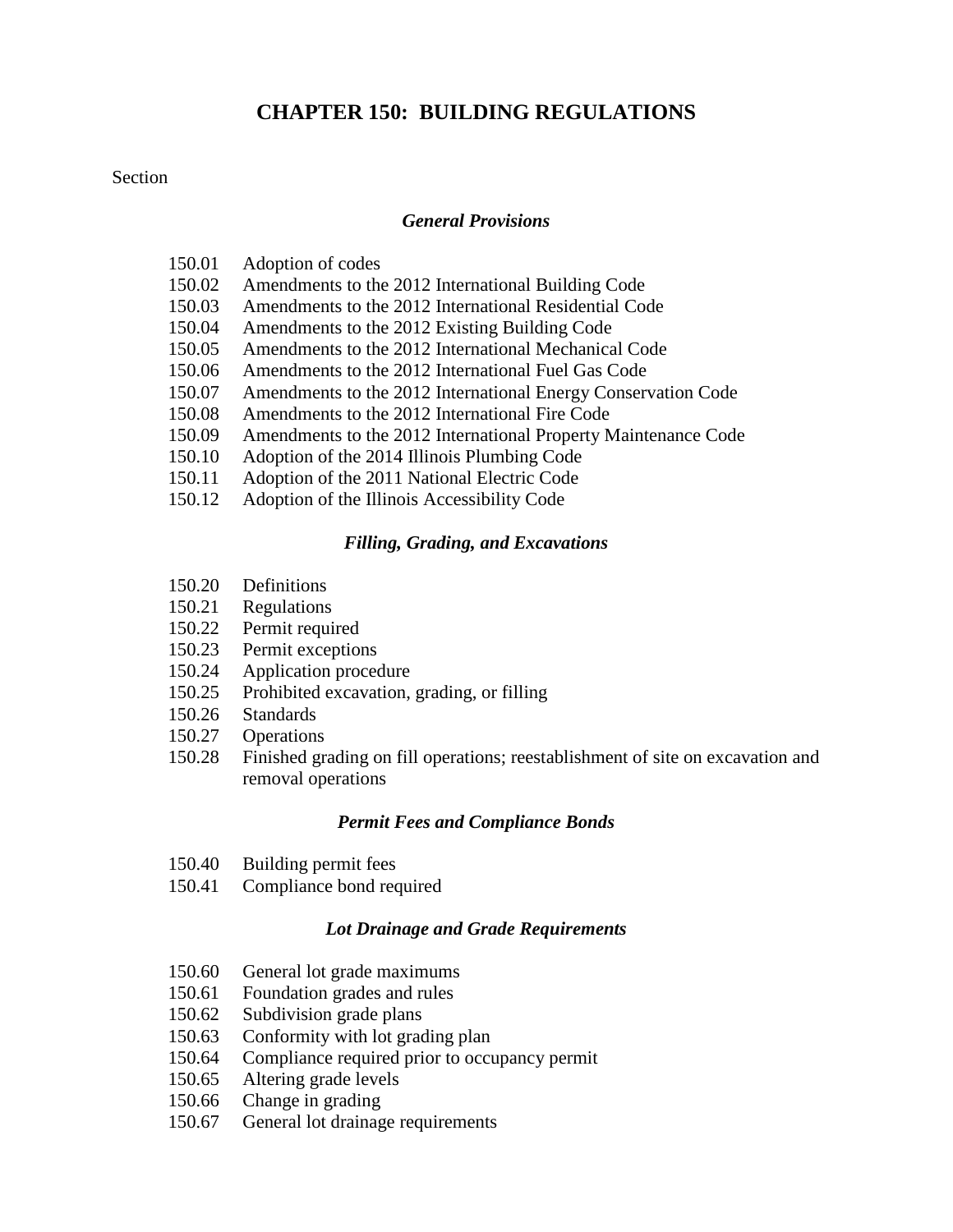# CHAPTER 150: BUILDING REGULATIONS

Section

### *General Provisions*

150.01 Adoption of codes
150.02 Amendments to the 2012 International Building Code
150.03 Amendments to the 2012 International Residential Code
150.04 Amendments to the 2012 Existing Building Code
150.05 Amendments to the 2012 International Mechanical Code
150.06 Amendments to the 2012 International Fuel Gas Code
150.07 Amendments to the 2012 International Energy Conservation Code
150.08 Amendments to the 2012 International Fire Code
150.09 Amendments to the 2012 International Property Maintenance Code
150.10 Adoption of the 2014 Illinois Plumbing Code
150.11 Adoption of the 2011 National Electric Code
150.12 Adoption of the Illinois Accessibility Code

### *Filling, Grading, and Excavations*

150.20 Definitions
150.21 Regulations
150.22 Permit required
150.23 Permit exceptions
150.24 Application procedure
150.25 Prohibited excavation, grading, or filling
150.26 Standards
150.27 Operations
150.28 Finished grading on fill operations; reestablishment of site on excavation and removal operations

### *Permit Fees and Compliance Bonds*

150.40 Building permit fees
150.41 Compliance bond required

### *Lot Drainage and Grade Requirements*

150.60 General lot grade maximums
150.61 Foundation grades and rules
150.62 Subdivision grade plans
150.63 Conformity with lot grading plan
150.64 Compliance required prior to occupancy permit
150.65 Altering grade levels
150.66 Change in grading
150.67 General lot drainage requirements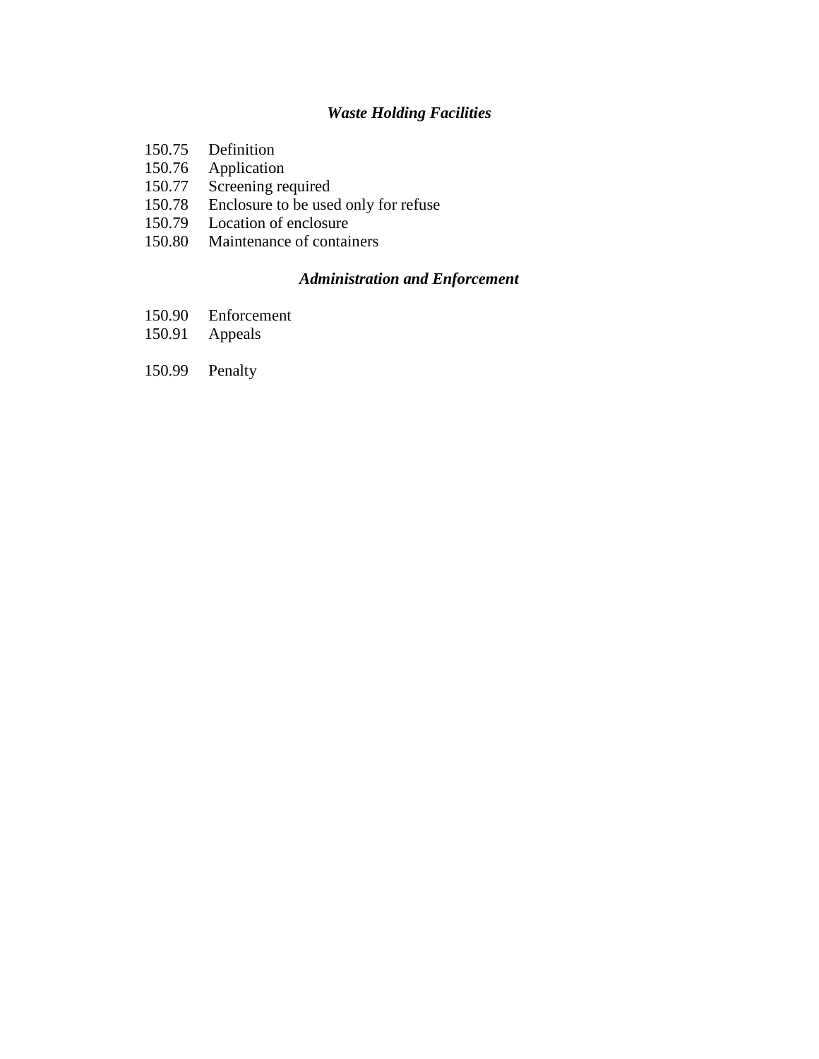*Waste Holding Facilities*

150.75 Definition
150.76 Application
150.77 Screening required
150.78 Enclosure to be used only for refuse
150.79 Location of enclosure
150.80 Maintenance of containers

*Administration and Enforcement*

150.90 Enforcement
150.91 Appeals

150.99 Penalty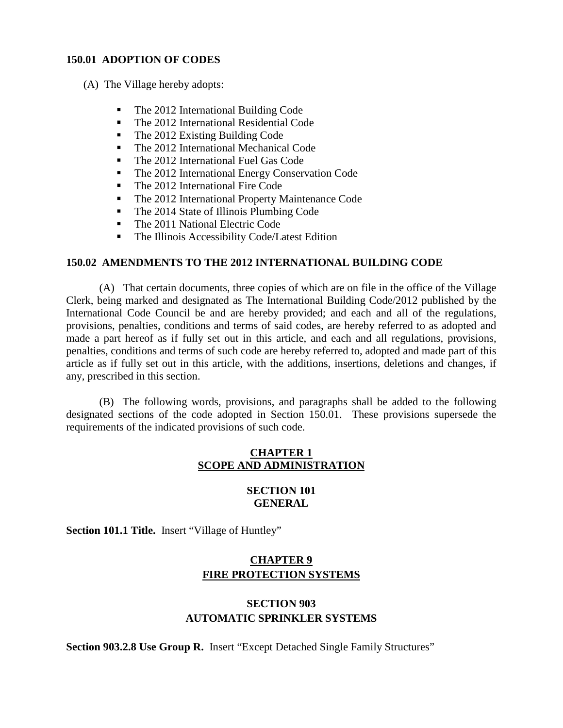**150.01 ADOPTION OF CODES**

(A) The Village hereby adopts:

- The 2012 International Building Code
- The 2012 International Residential Code
- The 2012 Existing Building Code
- The 2012 International Mechanical Code
- The 2012 International Fuel Gas Code
- The 2012 International Energy Conservation Code
- The 2012 International Fire Code
- The 2012 International Property Maintenance Code
- The 2014 State of Illinois Plumbing Code
- The 2011 National Electric Code
- The Illinois Accessibility Code/Latest Edition

**150.02 AMENDMENTS TO THE 2012 INTERNATIONAL BUILDING CODE**

(A) That certain documents, three copies of which are on file in the office of the Village Clerk, being marked and designated as The International Building Code/2012 published by the International Code Council be and are hereby provided; and each and all of the regulations, provisions, penalties, conditions and terms of said codes, are hereby referred to as adopted and made a part hereof as if fully set out in this article, and each and all regulations, provisions, penalties, conditions and terms of such code are hereby referred to, adopted and made part of this article as if fully set out in this article, with the additions, insertions, deletions and changes, if any, prescribed in this section.

(B) The following words, provisions, and paragraphs shall be added to the following designated sections of the code adopted in Section 150.01. These provisions supersede the requirements of the indicated provisions of such code.

**CHAPTER 1**
**SCOPE AND ADMINISTRATION**

**SECTION 101**
**GENERAL**

**Section 101.1 Title.** Insert "Village of Huntley"

**CHAPTER 9**
**FIRE PROTECTION SYSTEMS**

**SECTION 903**
**AUTOMATIC SPRINKLER SYSTEMS**

**Section 903.2.8 Use Group R.** Insert "Except Detached Single Family Structures"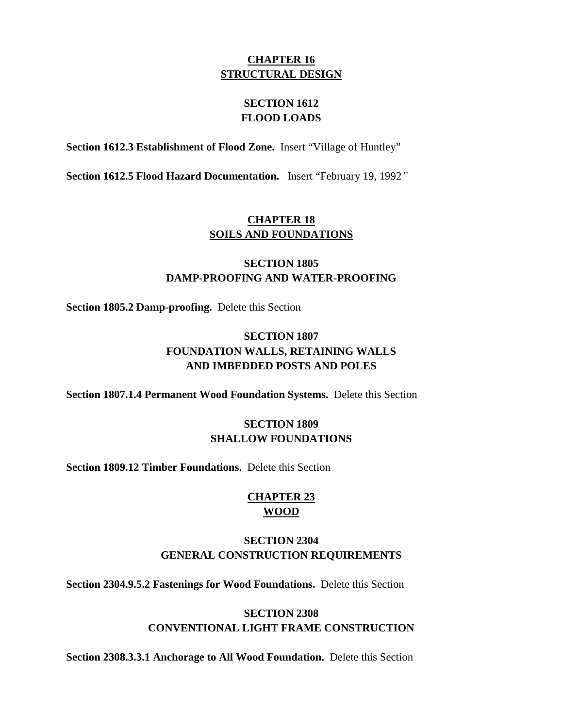## CHAPTER 16
## STRUCTURAL DESIGN

### SECTION 1612
### FLOOD LOADS

**Section 1612.3 Establishment of Flood Zone.** Insert "Village of Huntley"

**Section 1612.5 Flood Hazard Documentation.** Insert "February 19, 1992"

## CHAPTER 18
## SOILS AND FOUNDATIONS

### SECTION 1805
### DAMP-PROOFING AND WATER-PROOFING

**Section 1805.2 Damp-proofing.** Delete this Section

### SECTION 1807
### FOUNDATION WALLS, RETAINING WALLS AND IMBEDDED POSTS AND POLES

**Section 1807.1.4 Permanent Wood Foundation Systems.** Delete this Section

### SECTION 1809
### SHALLOW FOUNDATIONS

**Section 1809.12 Timber Foundations.** Delete this Section

## CHAPTER 23
## WOOD

### SECTION 2304
### GENERAL CONSTRUCTION REQUIREMENTS

**Section 2304.9.5.2 Fastenings for Wood Foundations.** Delete this Section

### SECTION 2308
### CONVENTIONAL LIGHT FRAME CONSTRUCTION

**Section 2308.3.3.1 Anchorage to All Wood Foundation.** Delete this Section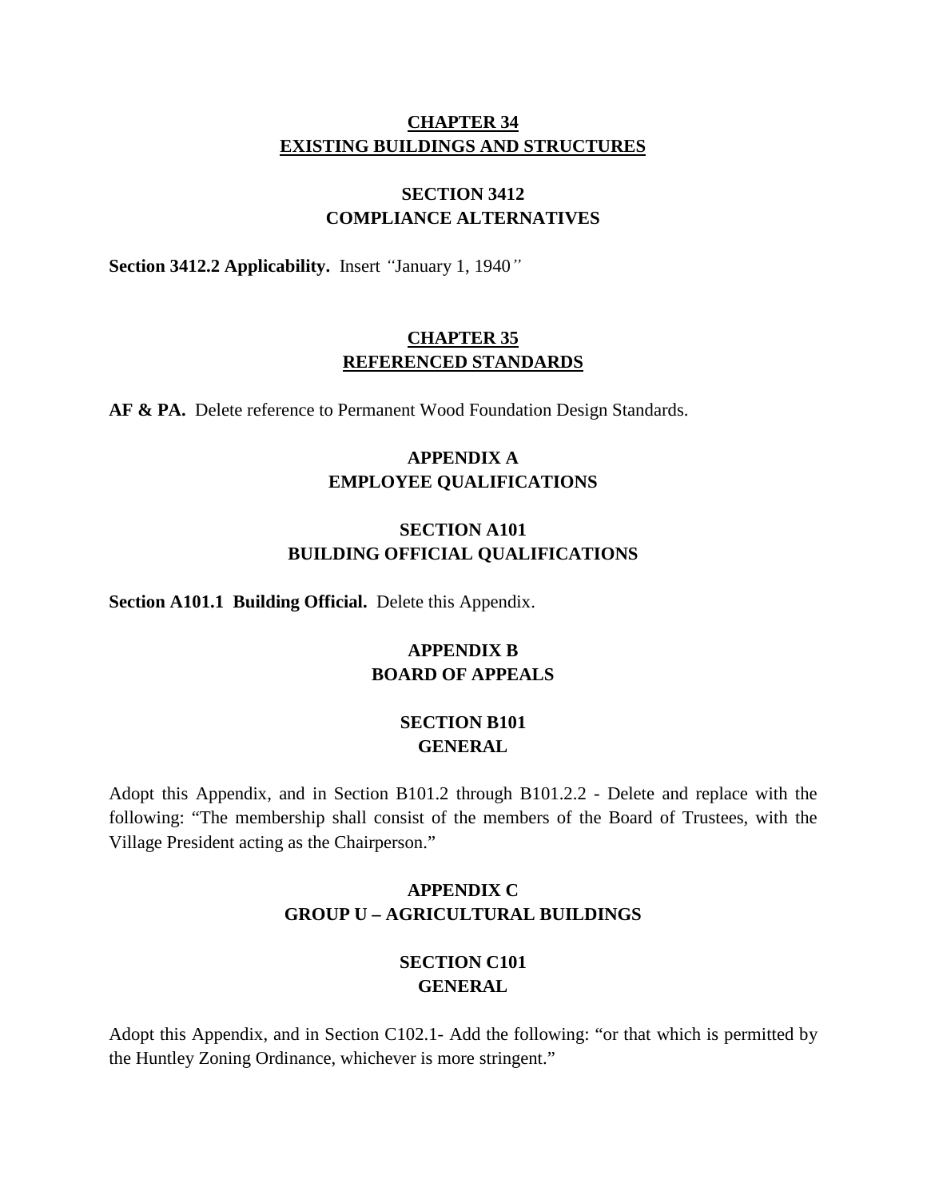## CHAPTER 34
## EXISTING BUILDINGS AND STRUCTURES

### SECTION 3412
### COMPLIANCE ALTERNATIVES

**Section 3412.2 Applicability.** Insert *"*January 1, 1940*"*

## CHAPTER 35
## REFERENCED STANDARDS

**AF & PA.** Delete reference to Permanent Wood Foundation Design Standards.

## APPENDIX A
## EMPLOYEE QUALIFICATIONS

### SECTION A101
### BUILDING OFFICIAL QUALIFICATIONS

**Section A101.1 Building Official.** Delete this Appendix.

## APPENDIX B
## BOARD OF APPEALS

### SECTION B101
### GENERAL

Adopt this Appendix, and in Section B101.2 through B101.2.2 - Delete and replace with the following: "The membership shall consist of the members of the Board of Trustees, with the Village President acting as the Chairperson."

## APPENDIX C
## GROUP U – AGRICULTURAL BUILDINGS

### SECTION C101
### GENERAL

Adopt this Appendix, and in Section C102.1- Add the following: "or that which is permitted by the Huntley Zoning Ordinance, whichever is more stringent."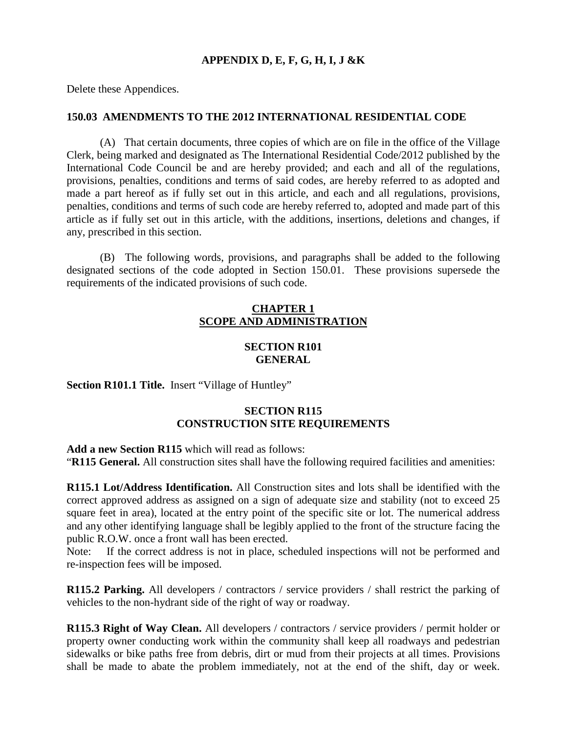## APPENDIX D, E, F, G, H, I, J &K

Delete these Appendices.

### 150.03 AMENDMENTS TO THE 2012 INTERNATIONAL RESIDENTIAL CODE

(A) That certain documents, three copies of which are on file in the office of the Village Clerk, being marked and designated as The International Residential Code/2012 published by the International Code Council be and are hereby provided; and each and all of the regulations, provisions, penalties, conditions and terms of said codes, are hereby referred to as adopted and made a part hereof as if fully set out in this article, and each and all regulations, provisions, penalties, conditions and terms of such code are hereby referred to, adopted and made part of this article as if fully set out in this article, with the additions, insertions, deletions and changes, if any, prescribed in this section.

(B) The following words, provisions, and paragraphs shall be added to the following designated sections of the code adopted in Section 150.01. These provisions supersede the requirements of the indicated provisions of such code.

## CHAPTER 1
## SCOPE AND ADMINISTRATION

### SECTION R101
### GENERAL

**Section R101.1 Title.** Insert "Village of Huntley"

### SECTION R115
### CONSTRUCTION SITE REQUIREMENTS

**Add a new Section R115** which will read as follows:
"**R115 General.** All construction sites shall have the following required facilities and amenities:

**R115.1 Lot/Address Identification.** All Construction sites and lots shall be identified with the correct approved address as assigned on a sign of adequate size and stability (not to exceed 25 square feet in area), located at the entry point of the specific site or lot. The numerical address and any other identifying language shall be legibly applied to the front of the structure facing the public R.O.W. once a front wall has been erected.
Note: If the correct address is not in place, scheduled inspections will not be performed and re-inspection fees will be imposed.

**R115.2 Parking.** All developers / contractors / service providers / shall restrict the parking of vehicles to the non-hydrant side of the right of way or roadway.

**R115.3 Right of Way Clean.** All developers / contractors / service providers / permit holder or property owner conducting work within the community shall keep all roadways and pedestrian sidewalks or bike paths free from debris, dirt or mud from their projects at all times. Provisions shall be made to abate the problem immediately, not at the end of the shift, day or week.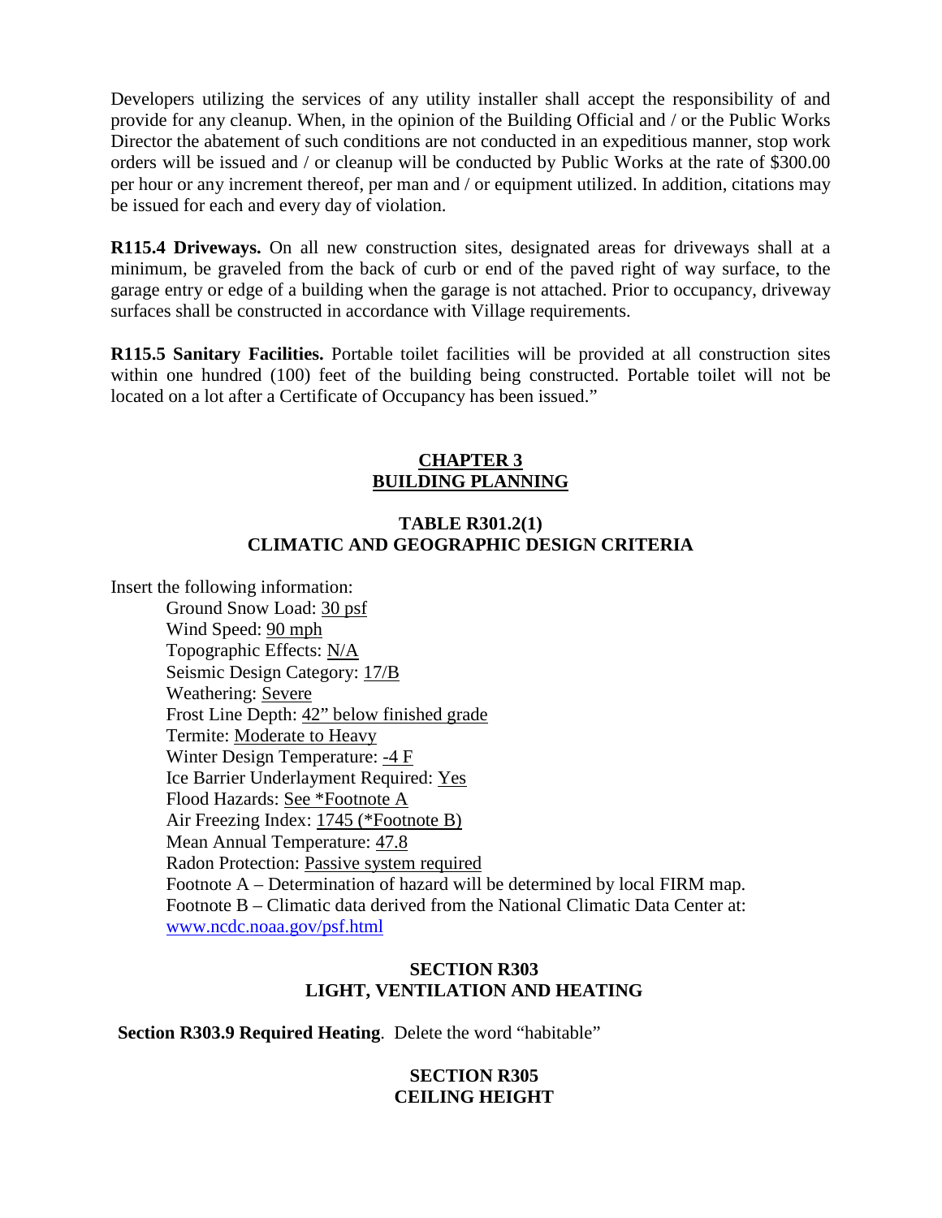Developers utilizing the services of any utility installer shall accept the responsibility of and provide for any cleanup. When, in the opinion of the Building Official and / or the Public Works Director the abatement of such conditions are not conducted in an expeditious manner, stop work orders will be issued and / or cleanup will be conducted by Public Works at the rate of $300.00 per hour or any increment thereof, per man and / or equipment utilized. In addition, citations may be issued for each and every day of violation.

**R115.4 Driveways.** On all new construction sites, designated areas for driveways shall at a minimum, be graveled from the back of curb or end of the paved right of way surface, to the garage entry or edge of a building when the garage is not attached. Prior to occupancy, driveway surfaces shall be constructed in accordance with Village requirements.

**R115.5 Sanitary Facilities.** Portable toilet facilities will be provided at all construction sites within one hundred (100) feet of the building being constructed. Portable toilet will not be located on a lot after a Certificate of Occupancy has been issued."

## CHAPTER 3
## BUILDING PLANNING

### TABLE R301.2(1)
### CLIMATIC AND GEOGRAPHIC DESIGN CRITERIA

Insert the following information:

Ground Snow Load: 30 psf
Wind Speed: 90 mph
Topographic Effects: N/A
Seismic Design Category: 17/B
Weathering: Severe
Frost Line Depth: 42" below finished grade
Termite: Moderate to Heavy
Winter Design Temperature: -4 F
Ice Barrier Underlayment Required: Yes
Flood Hazards: See *Footnote A
Air Freezing Index: 1745 (*Footnote B)
Mean Annual Temperature: 47.8
Radon Protection: Passive system required
Footnote A – Determination of hazard will be determined by local FIRM map.
Footnote B – Climatic data derived from the National Climatic Data Center at: www.ncdc.noaa.gov/psf.html

### SECTION R303
### LIGHT, VENTILATION AND HEATING

**Section R303.9 Required Heating**. Delete the word "habitable"

### SECTION R305
### CEILING HEIGHT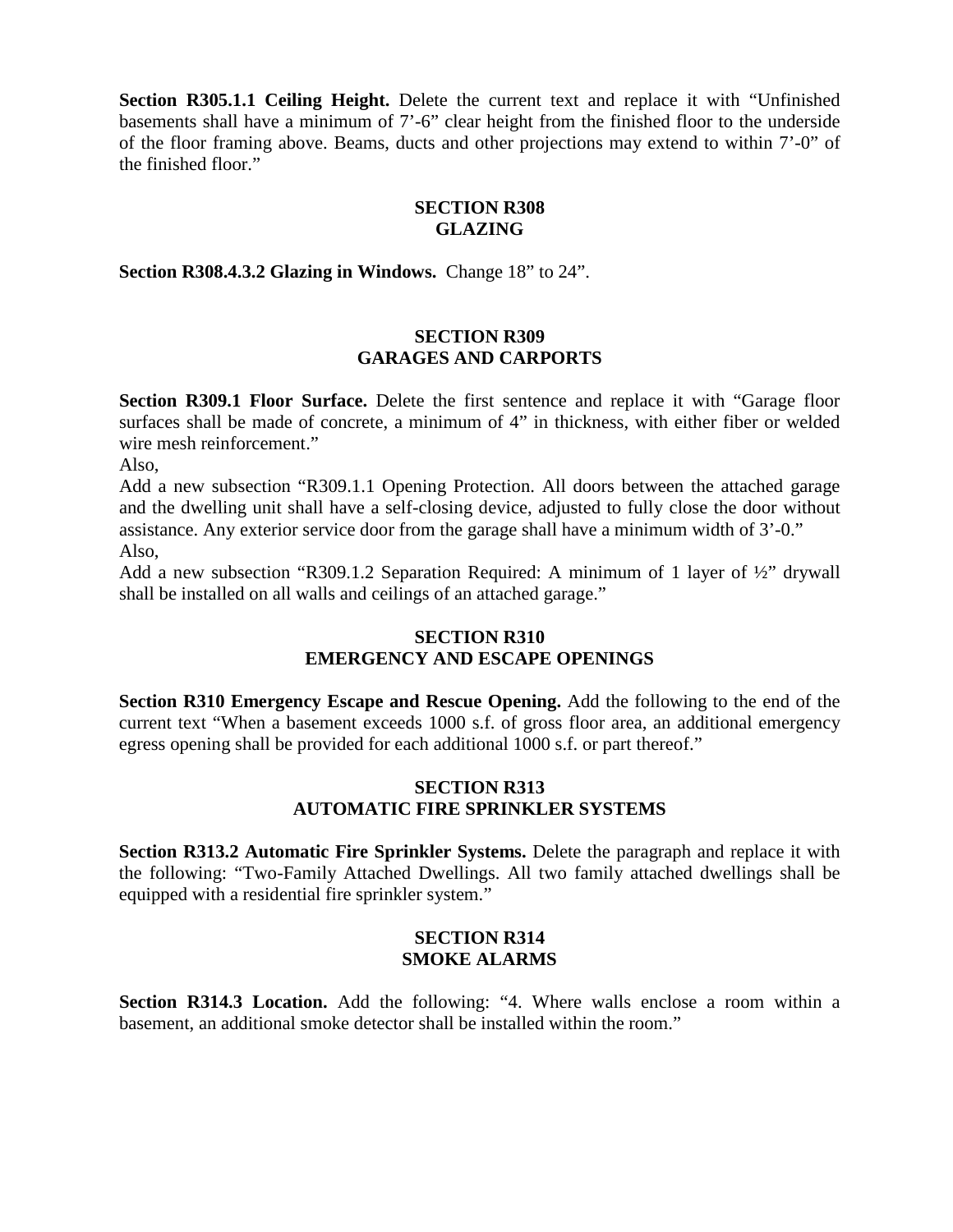**Section R305.1.1 Ceiling Height.** Delete the current text and replace it with "Unfinished basements shall have a minimum of 7'-6" clear height from the finished floor to the underside of the floor framing above. Beams, ducts and other projections may extend to within 7'-0" of the finished floor."

## SECTION R308
## GLAZING

**Section R308.4.3.2 Glazing in Windows.** Change 18" to 24".

## SECTION R309
## GARAGES AND CARPORTS

**Section R309.1 Floor Surface.** Delete the first sentence and replace it with "Garage floor surfaces shall be made of concrete, a minimum of 4" in thickness, with either fiber or welded wire mesh reinforcement."

Also,

Add a new subsection "R309.1.1 Opening Protection. All doors between the attached garage and the dwelling unit shall have a self-closing device, adjusted to fully close the door without assistance. Any exterior service door from the garage shall have a minimum width of 3'-0."

Also,

Add a new subsection "R309.1.2 Separation Required: A minimum of 1 layer of ½" drywall shall be installed on all walls and ceilings of an attached garage."

## SECTION R310
## EMERGENCY AND ESCAPE OPENINGS

**Section R310 Emergency Escape and Rescue Opening.** Add the following to the end of the current text "When a basement exceeds 1000 s.f. of gross floor area, an additional emergency egress opening shall be provided for each additional 1000 s.f. or part thereof."

## SECTION R313
## AUTOMATIC FIRE SPRINKLER SYSTEMS

**Section R313.2 Automatic Fire Sprinkler Systems.** Delete the paragraph and replace it with the following: "Two-Family Attached Dwellings. All two family attached dwellings shall be equipped with a residential fire sprinkler system."

## SECTION R314
## SMOKE ALARMS

**Section R314.3 Location.** Add the following: "4. Where walls enclose a room within a basement, an additional smoke detector shall be installed within the room."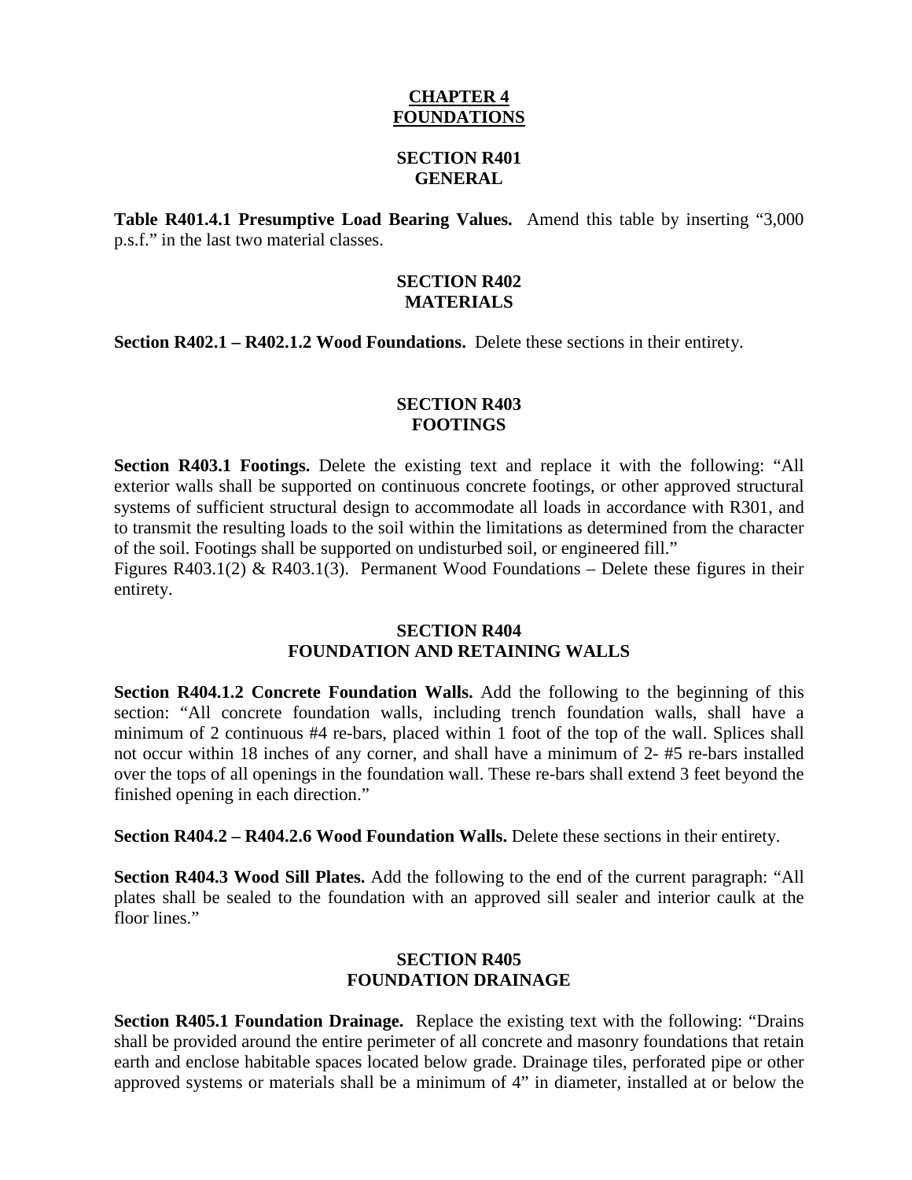# CHAPTER 4
# FOUNDATIONS

## SECTION R401
## GENERAL

**Table R401.4.1 Presumptive Load Bearing Values.** Amend this table by inserting "3,000 p.s.f." in the last two material classes.

## SECTION R402
## MATERIALS

**Section R402.1 – R402.1.2 Wood Foundations.** Delete these sections in their entirety.

## SECTION R403
## FOOTINGS

**Section R403.1 Footings.** Delete the existing text and replace it with the following: "All exterior walls shall be supported on continuous concrete footings, or other approved structural systems of sufficient structural design to accommodate all loads in accordance with R301, and to transmit the resulting loads to the soil within the limitations as determined from the character of the soil. Footings shall be supported on undisturbed soil, or engineered fill."

Figures R403.1(2) & R403.1(3). Permanent Wood Foundations – Delete these figures in their entirety.

## SECTION R404
## FOUNDATION AND RETAINING WALLS

**Section R404.1.2 Concrete Foundation Walls.** Add the following to the beginning of this section: "All concrete foundation walls, including trench foundation walls, shall have a minimum of 2 continuous #4 re-bars, placed within 1 foot of the top of the wall. Splices shall not occur within 18 inches of any corner, and shall have a minimum of 2- #5 re-bars installed over the tops of all openings in the foundation wall. These re-bars shall extend 3 feet beyond the finished opening in each direction."

**Section R404.2 – R404.2.6 Wood Foundation Walls.** Delete these sections in their entirety.

**Section R404.3 Wood Sill Plates.** Add the following to the end of the current paragraph: "All plates shall be sealed to the foundation with an approved sill sealer and interior caulk at the floor lines."

## SECTION R405
## FOUNDATION DRAINAGE

**Section R405.1 Foundation Drainage.** Replace the existing text with the following: "Drains shall be provided around the entire perimeter of all concrete and masonry foundations that retain earth and enclose habitable spaces located below grade. Drainage tiles, perforated pipe or other approved systems or materials shall be a minimum of 4" in diameter, installed at or below the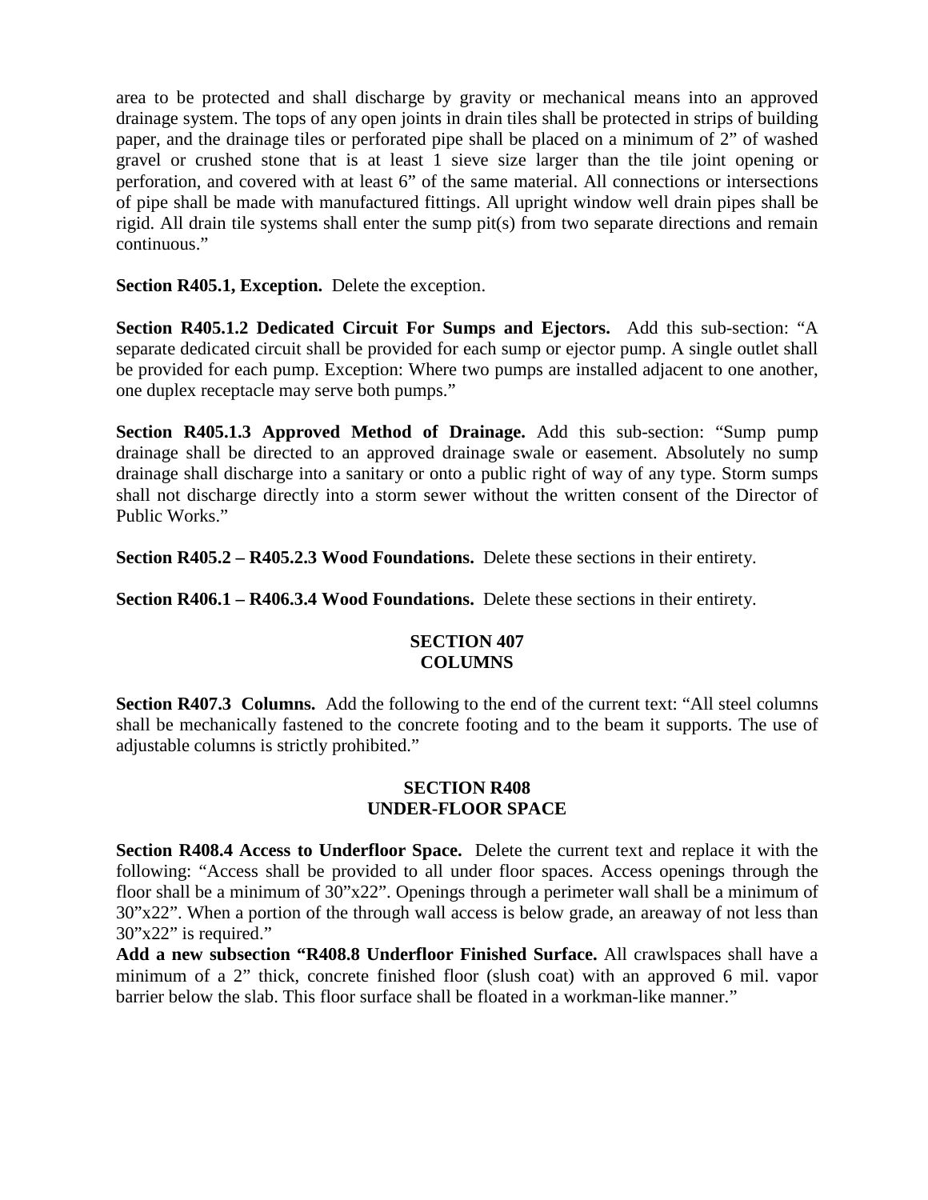area to be protected and shall discharge by gravity or mechanical means into an approved drainage system. The tops of any open joints in drain tiles shall be protected in strips of building paper, and the drainage tiles or perforated pipe shall be placed on a minimum of 2" of washed gravel or crushed stone that is at least 1 sieve size larger than the tile joint opening or perforation, and covered with at least 6" of the same material. All connections or intersections of pipe shall be made with manufactured fittings. All upright window well drain pipes shall be rigid. All drain tile systems shall enter the sump pit(s) from two separate directions and remain continuous."

**Section R405.1, Exception.** Delete the exception.

**Section R405.1.2 Dedicated Circuit For Sumps and Ejectors.** Add this sub-section: "A separate dedicated circuit shall be provided for each sump or ejector pump. A single outlet shall be provided for each pump. Exception: Where two pumps are installed adjacent to one another, one duplex receptacle may serve both pumps."

**Section R405.1.3 Approved Method of Drainage.** Add this sub-section: "Sump pump drainage shall be directed to an approved drainage swale or easement. Absolutely no sump drainage shall discharge into a sanitary or onto a public right of way of any type. Storm sumps shall not discharge directly into a storm sewer without the written consent of the Director of Public Works."

**Section R405.2 – R405.2.3 Wood Foundations.** Delete these sections in their entirety.

**Section R406.1 – R406.3.4 Wood Foundations.** Delete these sections in their entirety.

## SECTION 407
## COLUMNS

**Section R407.3 Columns.** Add the following to the end of the current text: "All steel columns shall be mechanically fastened to the concrete footing and to the beam it supports. The use of adjustable columns is strictly prohibited."

## SECTION R408
## UNDER-FLOOR SPACE

**Section R408.4 Access to Underfloor Space.** Delete the current text and replace it with the following: "Access shall be provided to all under floor spaces. Access openings through the floor shall be a minimum of 30"x22". Openings through a perimeter wall shall be a minimum of 30"x22". When a portion of the through wall access is below grade, an areaway of not less than 30"x22" is required."

**Add a new subsection "R408.8 Underfloor Finished Surface.** All crawlspaces shall have a minimum of a 2" thick, concrete finished floor (slush coat) with an approved 6 mil. vapor barrier below the slab. This floor surface shall be floated in a workman-like manner."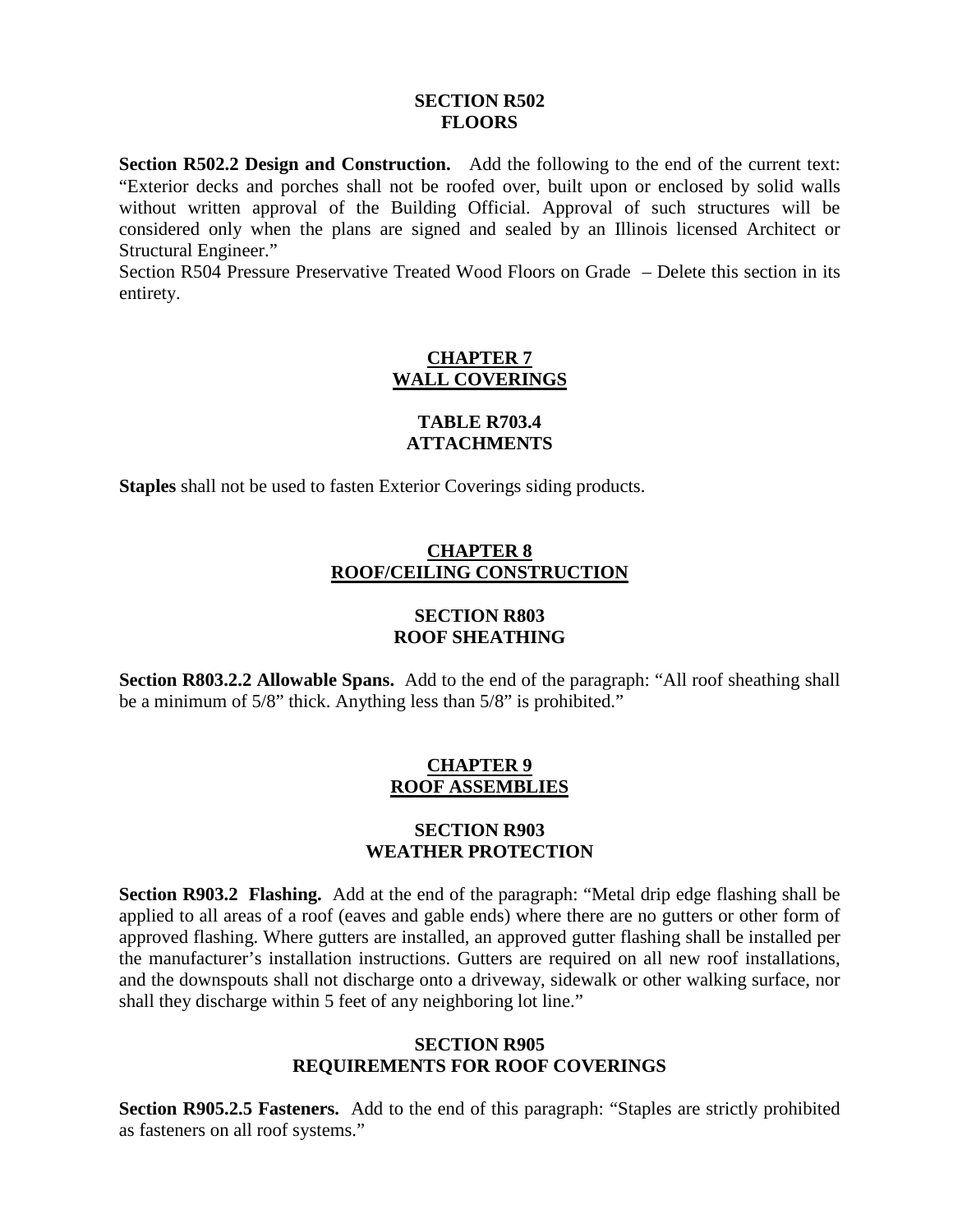## SECTION R502
## FLOORS

**Section R502.2 Design and Construction.** Add the following to the end of the current text: "Exterior decks and porches shall not be roofed over, built upon or enclosed by solid walls without written approval of the Building Official. Approval of such structures will be considered only when the plans are signed and sealed by an Illinois licensed Architect or Structural Engineer."

Section R504 Pressure Preservative Treated Wood Floors on Grade – Delete this section in its entirety.

# CHAPTER 7
# WALL COVERINGS

## TABLE R703.4
## ATTACHMENTS

**Staples** shall not be used to fasten Exterior Coverings siding products.

# CHAPTER 8
# ROOF/CEILING CONSTRUCTION

## SECTION R803
## ROOF SHEATHING

**Section R803.2.2 Allowable Spans.** Add to the end of the paragraph: "All roof sheathing shall be a minimum of 5/8" thick. Anything less than 5/8" is prohibited."

# CHAPTER 9
# ROOF ASSEMBLIES

## SECTION R903
## WEATHER PROTECTION

**Section R903.2 Flashing.** Add at the end of the paragraph: "Metal drip edge flashing shall be applied to all areas of a roof (eaves and gable ends) where there are no gutters or other form of approved flashing. Where gutters are installed, an approved gutter flashing shall be installed per the manufacturer's installation instructions. Gutters are required on all new roof installations, and the downspouts shall not discharge onto a driveway, sidewalk or other walking surface, nor shall they discharge within 5 feet of any neighboring lot line."

## SECTION R905
## REQUIREMENTS FOR ROOF COVERINGS

**Section R905.2.5 Fasteners.** Add to the end of this paragraph: "Staples are strictly prohibited as fasteners on all roof systems."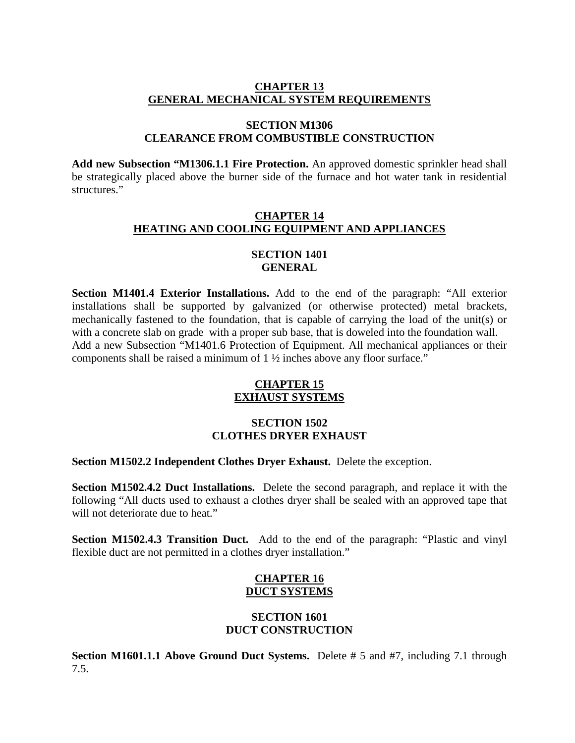## CHAPTER 13
## GENERAL MECHANICAL SYSTEM REQUIREMENTS

### SECTION M1306
### CLEARANCE FROM COMBUSTIBLE CONSTRUCTION

**Add new Subsection "M1306.1.1 Fire Protection.** An approved domestic sprinkler head shall be strategically placed above the burner side of the furnace and hot water tank in residential structures."

## CHAPTER 14
## HEATING AND COOLING EQUIPMENT AND APPLIANCES

### SECTION 1401
### GENERAL

**Section M1401.4 Exterior Installations.** Add to the end of the paragraph: "All exterior installations shall be supported by galvanized (or otherwise protected) metal brackets, mechanically fastened to the foundation, that is capable of carrying the load of the unit(s) or with a concrete slab on grade with a proper sub base, that is doweled into the foundation wall.
Add a new Subsection "M1401.6 Protection of Equipment. All mechanical appliances or their components shall be raised a minimum of 1 ½ inches above any floor surface."

## CHAPTER 15
## EXHAUST SYSTEMS

### SECTION 1502
### CLOTHES DRYER EXHAUST

**Section M1502.2 Independent Clothes Dryer Exhaust.** Delete the exception.

**Section M1502.4.2 Duct Installations.** Delete the second paragraph, and replace it with the following "All ducts used to exhaust a clothes dryer shall be sealed with an approved tape that will not deteriorate due to heat."

**Section M1502.4.3 Transition Duct.** Add to the end of the paragraph: "Plastic and vinyl flexible duct are not permitted in a clothes dryer installation."

## CHAPTER 16
## DUCT SYSTEMS

### SECTION 1601
### DUCT CONSTRUCTION

**Section M1601.1.1 Above Ground Duct Systems.** Delete # 5 and #7, including 7.1 through 7.5.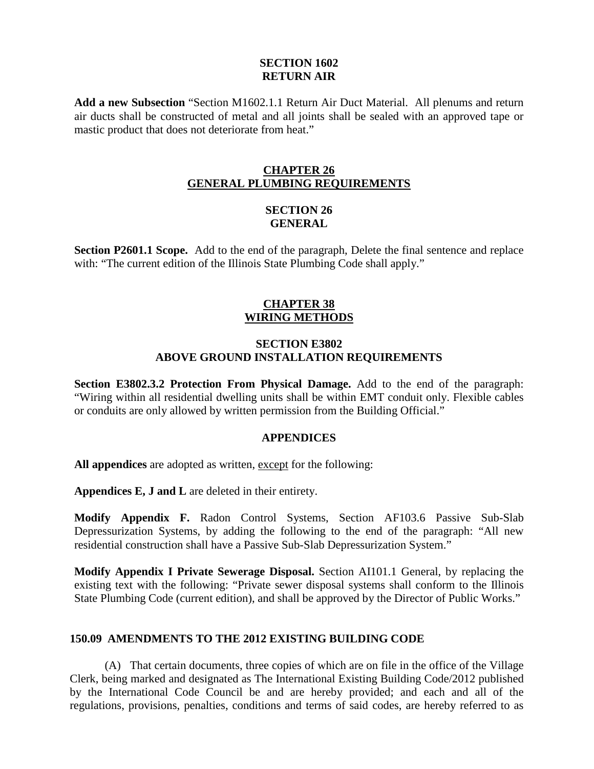### SECTION 1602
### RETURN AIR

**Add a new Subsection** "Section M1602.1.1 Return Air Duct Material. All plenums and return air ducts shall be constructed of metal and all joints shall be sealed with an approved tape or mastic product that does not deteriorate from heat."

## CHAPTER 26
## GENERAL PLUMBING REQUIREMENTS

### SECTION 26
### GENERAL

**Section P2601.1 Scope.** Add to the end of the paragraph, Delete the final sentence and replace with: "The current edition of the Illinois State Plumbing Code shall apply."

## CHAPTER 38
## WIRING METHODS

### SECTION E3802
### ABOVE GROUND INSTALLATION REQUIREMENTS

**Section E3802.3.2 Protection From Physical Damage.** Add to the end of the paragraph: "Wiring within all residential dwelling units shall be within EMT conduit only. Flexible cables or conduits are only allowed by written permission from the Building Official."

### APPENDICES

**All appendices** are adopted as written, except for the following:

**Appendices E, J and L** are deleted in their entirety.

**Modify Appendix F.** Radon Control Systems, Section AF103.6 Passive Sub-Slab Depressurization Systems, by adding the following to the end of the paragraph: "All new residential construction shall have a Passive Sub-Slab Depressurization System."

**Modify Appendix I Private Sewerage Disposal.** Section AI101.1 General, by replacing the existing text with the following: "Private sewer disposal systems shall conform to the Illinois State Plumbing Code (current edition), and shall be approved by the Director of Public Works."

### 150.09 AMENDMENTS TO THE 2012 EXISTING BUILDING CODE

(A) That certain documents, three copies of which are on file in the office of the Village Clerk, being marked and designated as The International Existing Building Code/2012 published by the International Code Council be and are hereby provided; and each and all of the regulations, provisions, penalties, conditions and terms of said codes, are hereby referred to as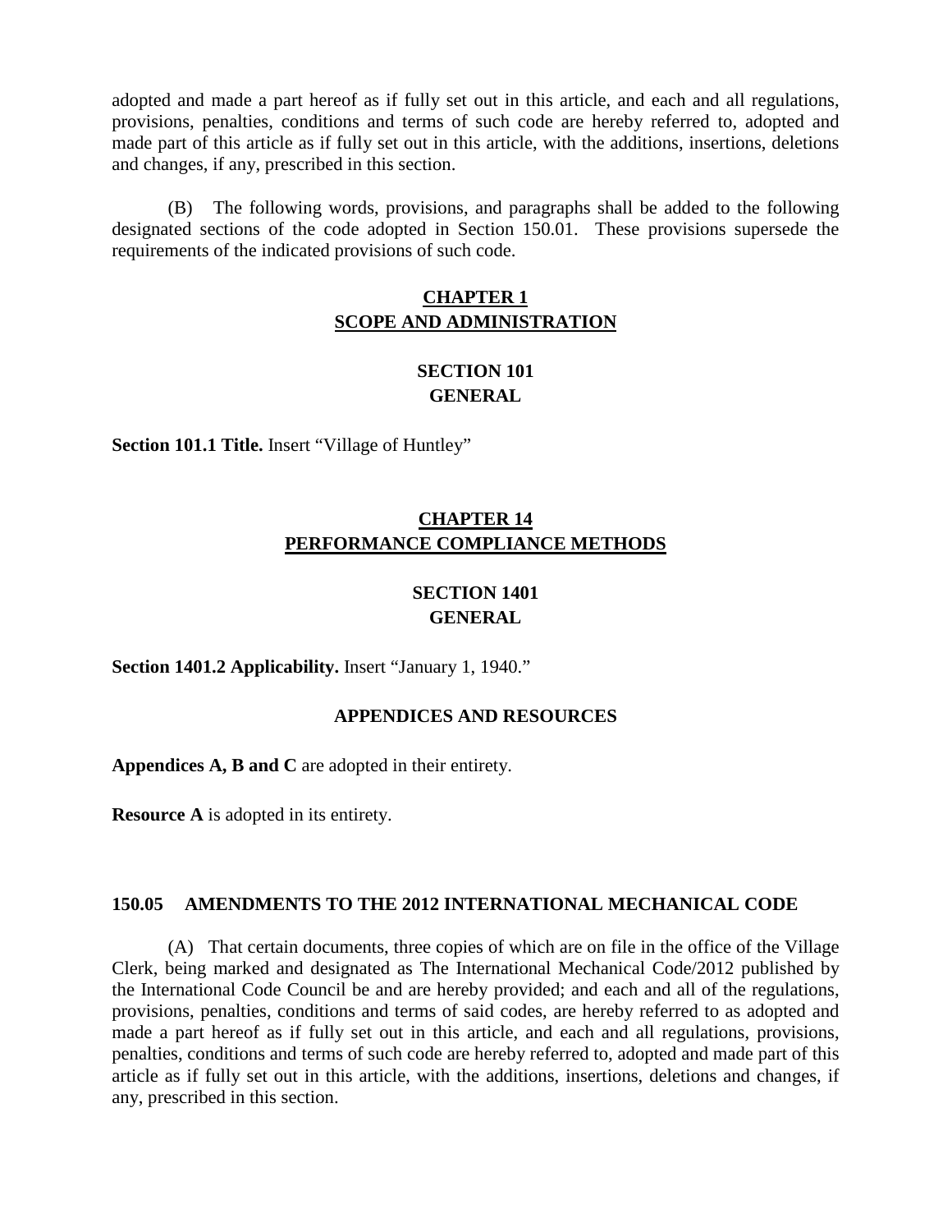adopted and made a part hereof as if fully set out in this article, and each and all regulations, provisions, penalties, conditions and terms of such code are hereby referred to, adopted and made part of this article as if fully set out in this article, with the additions, insertions, deletions and changes, if any, prescribed in this section.

(B) The following words, provisions, and paragraphs shall be added to the following designated sections of the code adopted in Section 150.01. These provisions supersede the requirements of the indicated provisions of such code.

## CHAPTER 1
## SCOPE AND ADMINISTRATION

### SECTION 101
### GENERAL

**Section 101.1 Title.** Insert "Village of Huntley"

## CHAPTER 14
## PERFORMANCE COMPLIANCE METHODS

### SECTION 1401
### GENERAL

**Section 1401.2 Applicability.** Insert "January 1, 1940."

### APPENDICES AND RESOURCES

**Appendices A, B and C** are adopted in their entirety.

**Resource A** is adopted in its entirety.

## 150.05 AMENDMENTS TO THE 2012 INTERNATIONAL MECHANICAL CODE

(A) That certain documents, three copies of which are on file in the office of the Village Clerk, being marked and designated as The International Mechanical Code/2012 published by the International Code Council be and are hereby provided; and each and all of the regulations, provisions, penalties, conditions and terms of said codes, are hereby referred to as adopted and made a part hereof as if fully set out in this article, and each and all regulations, provisions, penalties, conditions and terms of such code are hereby referred to, adopted and made part of this article as if fully set out in this article, with the additions, insertions, deletions and changes, if any, prescribed in this section.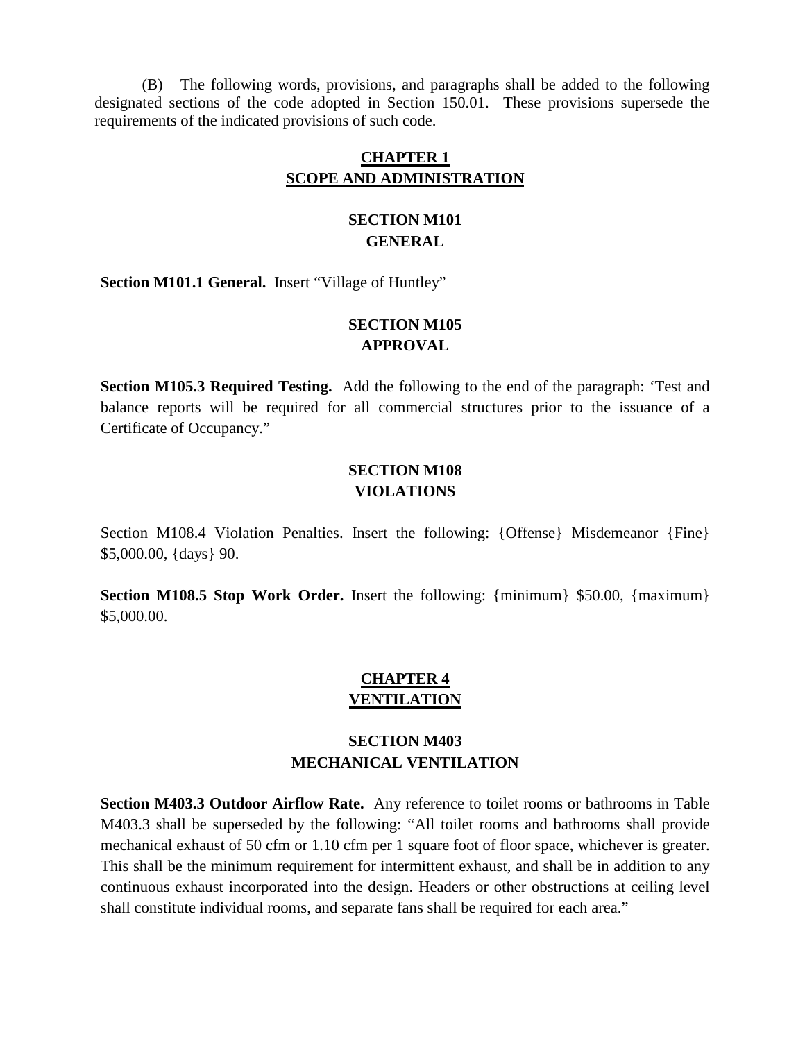(B) The following words, provisions, and paragraphs shall be added to the following designated sections of the code adopted in Section 150.01. These provisions supersede the requirements of the indicated provisions of such code.

## CHAPTER 1
## SCOPE AND ADMINISTRATION

### SECTION M101
### GENERAL

**Section M101.1 General.** Insert "Village of Huntley"

### SECTION M105
### APPROVAL

**Section M105.3 Required Testing.** Add the following to the end of the paragraph: 'Test and balance reports will be required for all commercial structures prior to the issuance of a Certificate of Occupancy."

### SECTION M108
### VIOLATIONS

Section M108.4 Violation Penalties. Insert the following: {Offense} Misdemeanor {Fine} $5,000.00, {days} 90.

**Section M108.5 Stop Work Order.** Insert the following: {minimum} $50.00, {maximum} $5,000.00.

## CHAPTER 4
## VENTILATION

### SECTION M403
### MECHANICAL VENTILATION

**Section M403.3 Outdoor Airflow Rate.** Any reference to toilet rooms or bathrooms in Table M403.3 shall be superseded by the following: "All toilet rooms and bathrooms shall provide mechanical exhaust of 50 cfm or 1.10 cfm per 1 square foot of floor space, whichever is greater. This shall be the minimum requirement for intermittent exhaust, and shall be in addition to any continuous exhaust incorporated into the design. Headers or other obstructions at ceiling level shall constitute individual rooms, and separate fans shall be required for each area."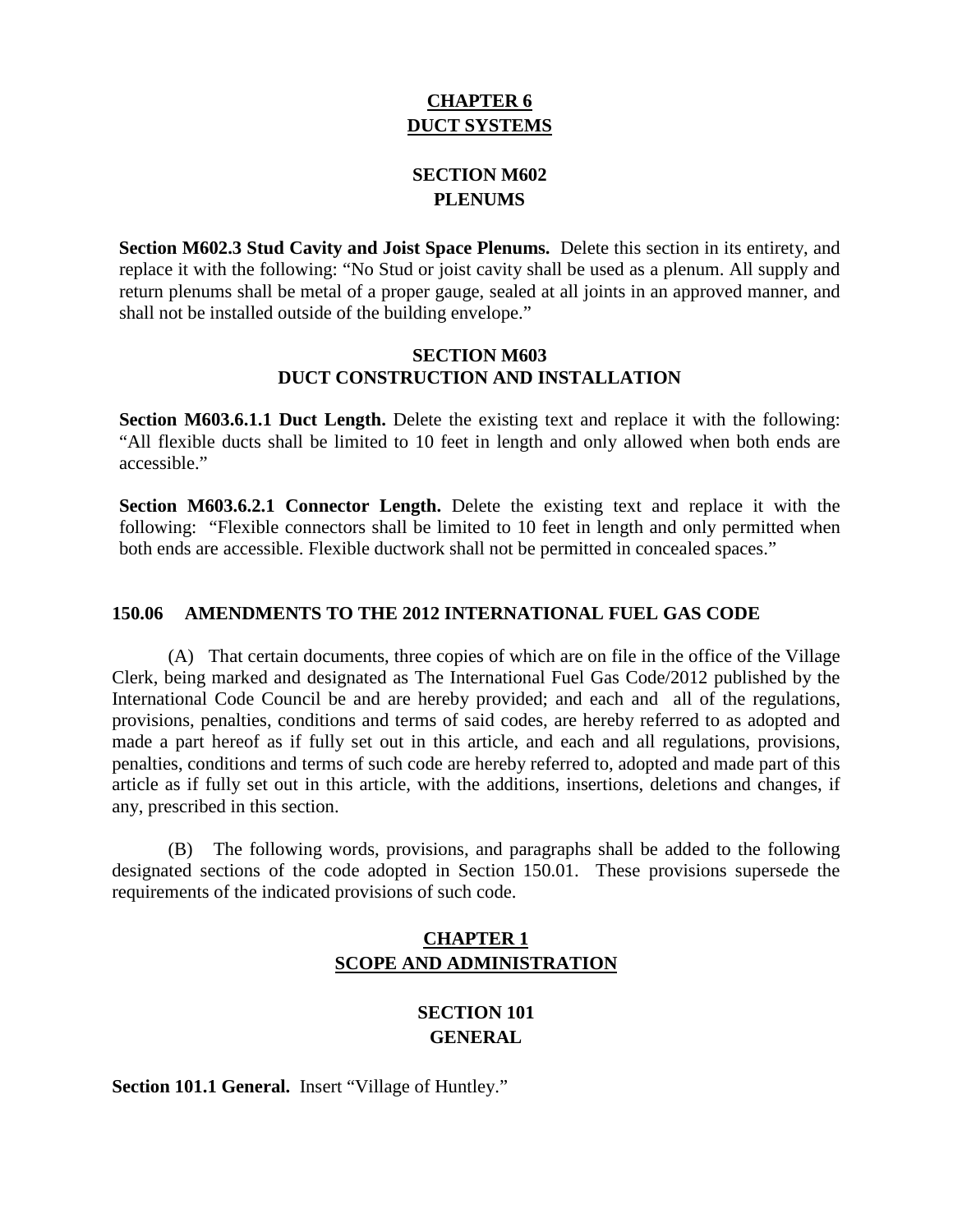## CHAPTER 6
## DUCT SYSTEMS

### SECTION M602
### PLENUMS

**Section M602.3 Stud Cavity and Joist Space Plenums.** Delete this section in its entirety, and replace it with the following: "No Stud or joist cavity shall be used as a plenum. All supply and return plenums shall be metal of a proper gauge, sealed at all joints in an approved manner, and shall not be installed outside of the building envelope."

### SECTION M603
### DUCT CONSTRUCTION AND INSTALLATION

**Section M603.6.1.1 Duct Length.** Delete the existing text and replace it with the following: "All flexible ducts shall be limited to 10 feet in length and only allowed when both ends are accessible."

**Section M603.6.2.1 Connector Length.** Delete the existing text and replace it with the following: "Flexible connectors shall be limited to 10 feet in length and only permitted when both ends are accessible. Flexible ductwork shall not be permitted in concealed spaces."

**150.06 AMENDMENTS TO THE 2012 INTERNATIONAL FUEL GAS CODE**

(A) That certain documents, three copies of which are on file in the office of the Village Clerk, being marked and designated as The International Fuel Gas Code/2012 published by the International Code Council be and are hereby provided; and each and all of the regulations, provisions, penalties, conditions and terms of said codes, are hereby referred to as adopted and made a part hereof as if fully set out in this article, and each and all regulations, provisions, penalties, conditions and terms of such code are hereby referred to, adopted and made part of this article as if fully set out in this article, with the additions, insertions, deletions and changes, if any, prescribed in this section.

(B) The following words, provisions, and paragraphs shall be added to the following designated sections of the code adopted in Section 150.01. These provisions supersede the requirements of the indicated provisions of such code.

## CHAPTER 1
## SCOPE AND ADMINISTRATION

### SECTION 101
### GENERAL

**Section 101.1 General.** Insert "Village of Huntley."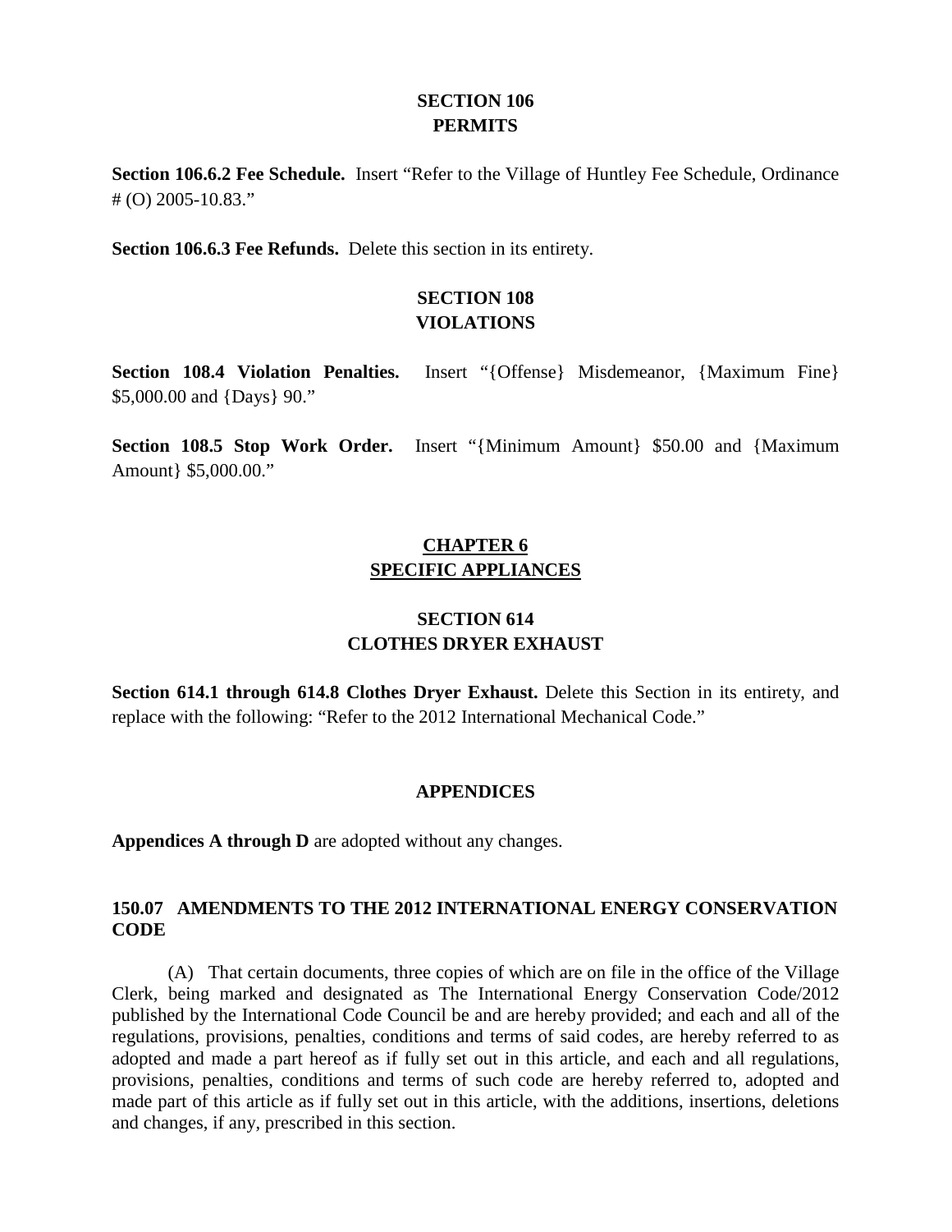## SECTION 106
## PERMITS

**Section 106.6.2 Fee Schedule.** Insert "Refer to the Village of Huntley Fee Schedule, Ordinance # (O) 2005-10.83."

**Section 106.6.3 Fee Refunds.** Delete this section in its entirety.

## SECTION 108
## VIOLATIONS

**Section 108.4 Violation Penalties.** Insert "{Offense} Misdemeanor, {Maximum Fine} $5,000.00 and {Days} 90."

**Section 108.5 Stop Work Order.** Insert "{Minimum Amount} $50.00 and {Maximum Amount} $5,000.00."

## CHAPTER 6
## SPECIFIC APPLIANCES

## SECTION 614
## CLOTHES DRYER EXHAUST

**Section 614.1 through 614.8 Clothes Dryer Exhaust.** Delete this Section in its entirety, and replace with the following: "Refer to the 2012 International Mechanical Code."

## APPENDICES

**Appendices A through D** are adopted without any changes.

## 150.07 AMENDMENTS TO THE 2012 INTERNATIONAL ENERGY CONSERVATION CODE

(A) That certain documents, three copies of which are on file in the office of the Village Clerk, being marked and designated as The International Energy Conservation Code/2012 published by the International Code Council be and are hereby provided; and each and all of the regulations, provisions, penalties, conditions and terms of said codes, are hereby referred to as adopted and made a part hereof as if fully set out in this article, and each and all regulations, provisions, penalties, conditions and terms of such code are hereby referred to, adopted and made part of this article as if fully set out in this article, with the additions, insertions, deletions and changes, if any, prescribed in this section.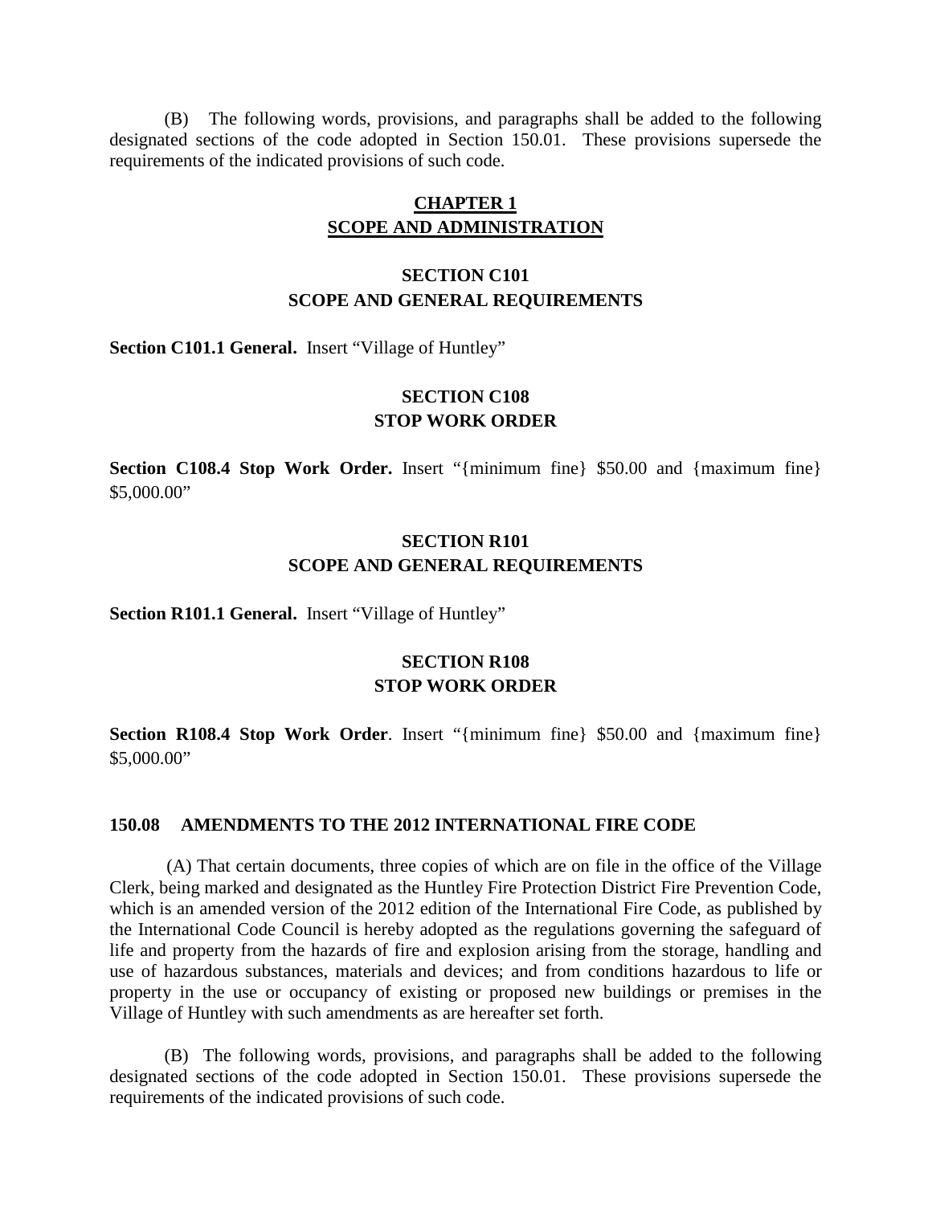(B) The following words, provisions, and paragraphs shall be added to the following designated sections of the code adopted in Section 150.01. These provisions supersede the requirements of the indicated provisions of such code.

## CHAPTER 1
## SCOPE AND ADMINISTRATION

### SECTION C101
### SCOPE AND GENERAL REQUIREMENTS

**Section C101.1 General.** Insert "Village of Huntley"

### SECTION C108
### STOP WORK ORDER

**Section C108.4 Stop Work Order.** Insert "{minimum fine} $50.00 and {maximum fine} $5,000.00"

### SECTION R101
### SCOPE AND GENERAL REQUIREMENTS

**Section R101.1 General.** Insert "Village of Huntley"

### SECTION R108
### STOP WORK ORDER

**Section R108.4 Stop Work Order**. Insert "{minimum fine} $50.00 and {maximum fine} $5,000.00"

**150.08 AMENDMENTS TO THE 2012 INTERNATIONAL FIRE CODE**

(A) That certain documents, three copies of which are on file in the office of the Village Clerk, being marked and designated as the Huntley Fire Protection District Fire Prevention Code, which is an amended version of the 2012 edition of the International Fire Code, as published by the International Code Council is hereby adopted as the regulations governing the safeguard of life and property from the hazards of fire and explosion arising from the storage, handling and use of hazardous substances, materials and devices; and from conditions hazardous to life or property in the use or occupancy of existing or proposed new buildings or premises in the Village of Huntley with such amendments as are hereafter set forth.

(B) The following words, provisions, and paragraphs shall be added to the following designated sections of the code adopted in Section 150.01. These provisions supersede the requirements of the indicated provisions of such code.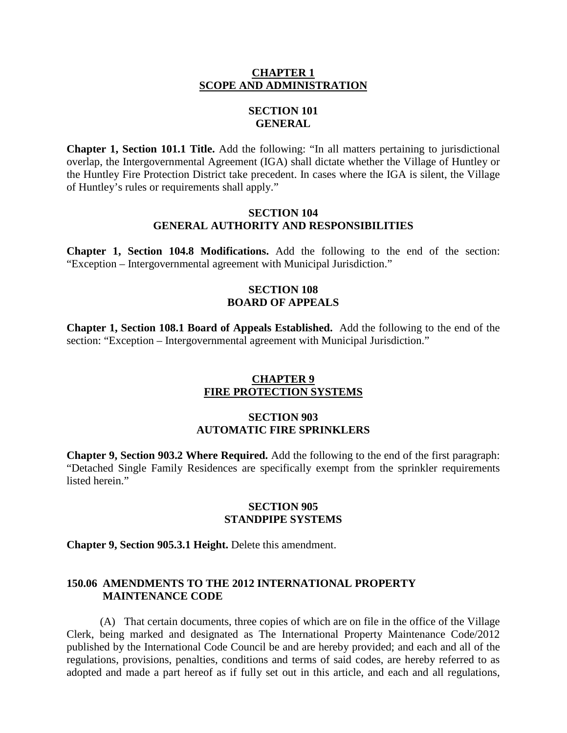## CHAPTER 1
## SCOPE AND ADMINISTRATION

### SECTION 101
### GENERAL

**Chapter 1, Section 101.1 Title.** Add the following: "In all matters pertaining to jurisdictional overlap, the Intergovernmental Agreement (IGA) shall dictate whether the Village of Huntley or the Huntley Fire Protection District take precedent. In cases where the IGA is silent, the Village of Huntley's rules or requirements shall apply."

### SECTION 104
### GENERAL AUTHORITY AND RESPONSIBILITIES

**Chapter 1, Section 104.8 Modifications.** Add the following to the end of the section: "Exception – Intergovernmental agreement with Municipal Jurisdiction."

### SECTION 108
### BOARD OF APPEALS

**Chapter 1, Section 108.1 Board of Appeals Established.** Add the following to the end of the section: "Exception – Intergovernmental agreement with Municipal Jurisdiction."

## CHAPTER 9
## FIRE PROTECTION SYSTEMS

### SECTION 903
### AUTOMATIC FIRE SPRINKLERS

**Chapter 9, Section 903.2 Where Required.** Add the following to the end of the first paragraph: "Detached Single Family Residences are specifically exempt from the sprinkler requirements listed herein."

### SECTION 905
### STANDPIPE SYSTEMS

**Chapter 9, Section 905.3.1 Height.** Delete this amendment.

### 150.06 AMENDMENTS TO THE 2012 INTERNATIONAL PROPERTY MAINTENANCE CODE

(A) That certain documents, three copies of which are on file in the office of the Village Clerk, being marked and designated as The International Property Maintenance Code/2012 published by the International Code Council be and are hereby provided; and each and all of the regulations, provisions, penalties, conditions and terms of said codes, are hereby referred to as adopted and made a part hereof as if fully set out in this article, and each and all regulations,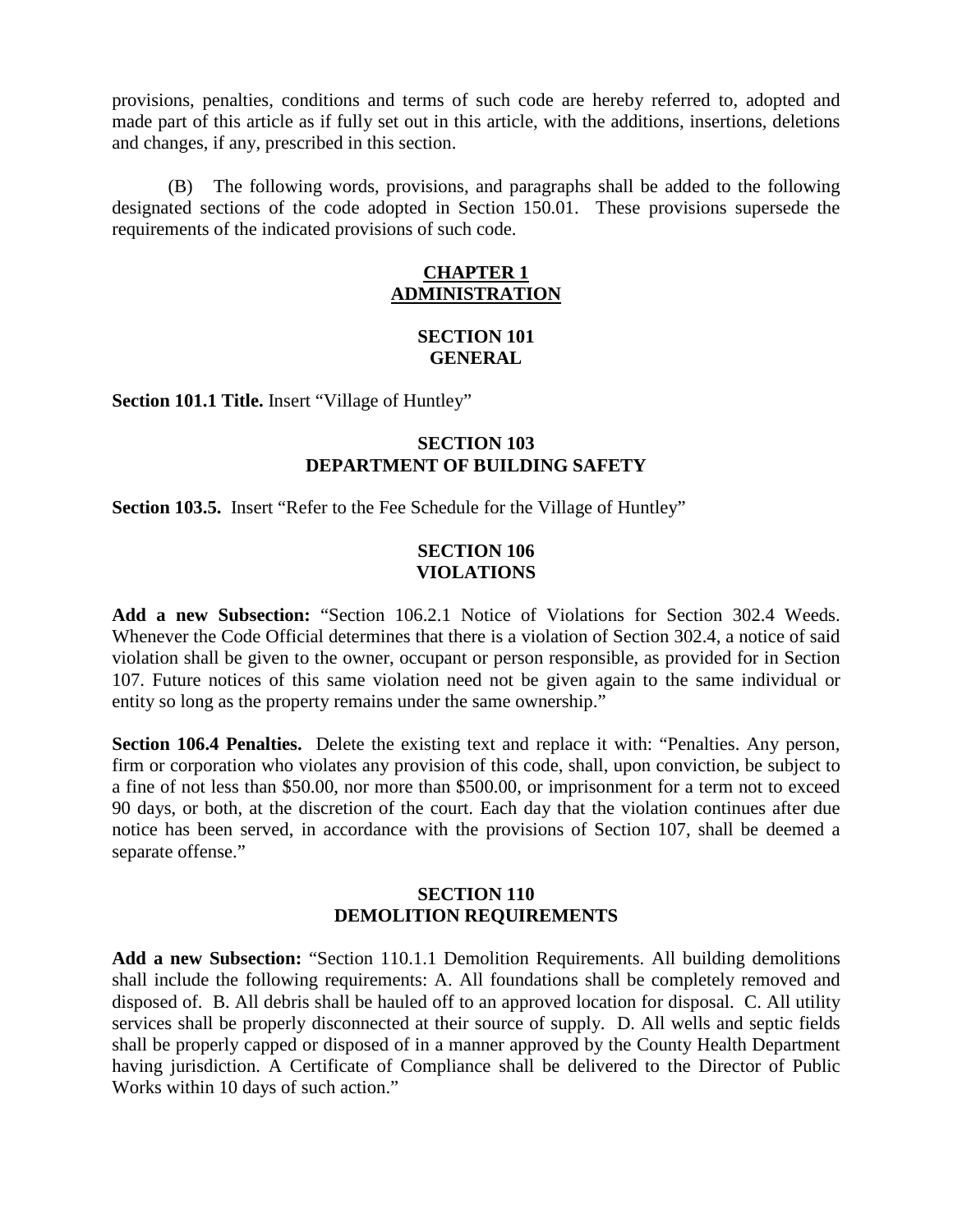provisions, penalties, conditions and terms of such code are hereby referred to, adopted and made part of this article as if fully set out in this article, with the additions, insertions, deletions and changes, if any, prescribed in this section.

(B) The following words, provisions, and paragraphs shall be added to the following designated sections of the code adopted in Section 150.01. These provisions supersede the requirements of the indicated provisions of such code.

## CHAPTER 1
## ADMINISTRATION

### SECTION 101
### GENERAL

**Section 101.1 Title.** Insert "Village of Huntley"

### SECTION 103
### DEPARTMENT OF BUILDING SAFETY

**Section 103.5.** Insert "Refer to the Fee Schedule for the Village of Huntley"

### SECTION 106
### VIOLATIONS

**Add a new Subsection:** "Section 106.2.1 Notice of Violations for Section 302.4 Weeds. Whenever the Code Official determines that there is a violation of Section 302.4, a notice of said violation shall be given to the owner, occupant or person responsible, as provided for in Section 107. Future notices of this same violation need not be given again to the same individual or entity so long as the property remains under the same ownership."

**Section 106.4 Penalties.** Delete the existing text and replace it with: "Penalties. Any person, firm or corporation who violates any provision of this code, shall, upon conviction, be subject to a fine of not less than $50.00, nor more than $500.00, or imprisonment for a term not to exceed 90 days, or both, at the discretion of the court. Each day that the violation continues after due notice has been served, in accordance with the provisions of Section 107, shall be deemed a separate offense."

### SECTION 110
### DEMOLITION REQUIREMENTS

**Add a new Subsection:** "Section 110.1.1 Demolition Requirements. All building demolitions shall include the following requirements: A. All foundations shall be completely removed and disposed of. B. All debris shall be hauled off to an approved location for disposal. C. All utility services shall be properly disconnected at their source of supply. D. All wells and septic fields shall be properly capped or disposed of in a manner approved by the County Health Department having jurisdiction. A Certificate of Compliance shall be delivered to the Director of Public Works within 10 days of such action."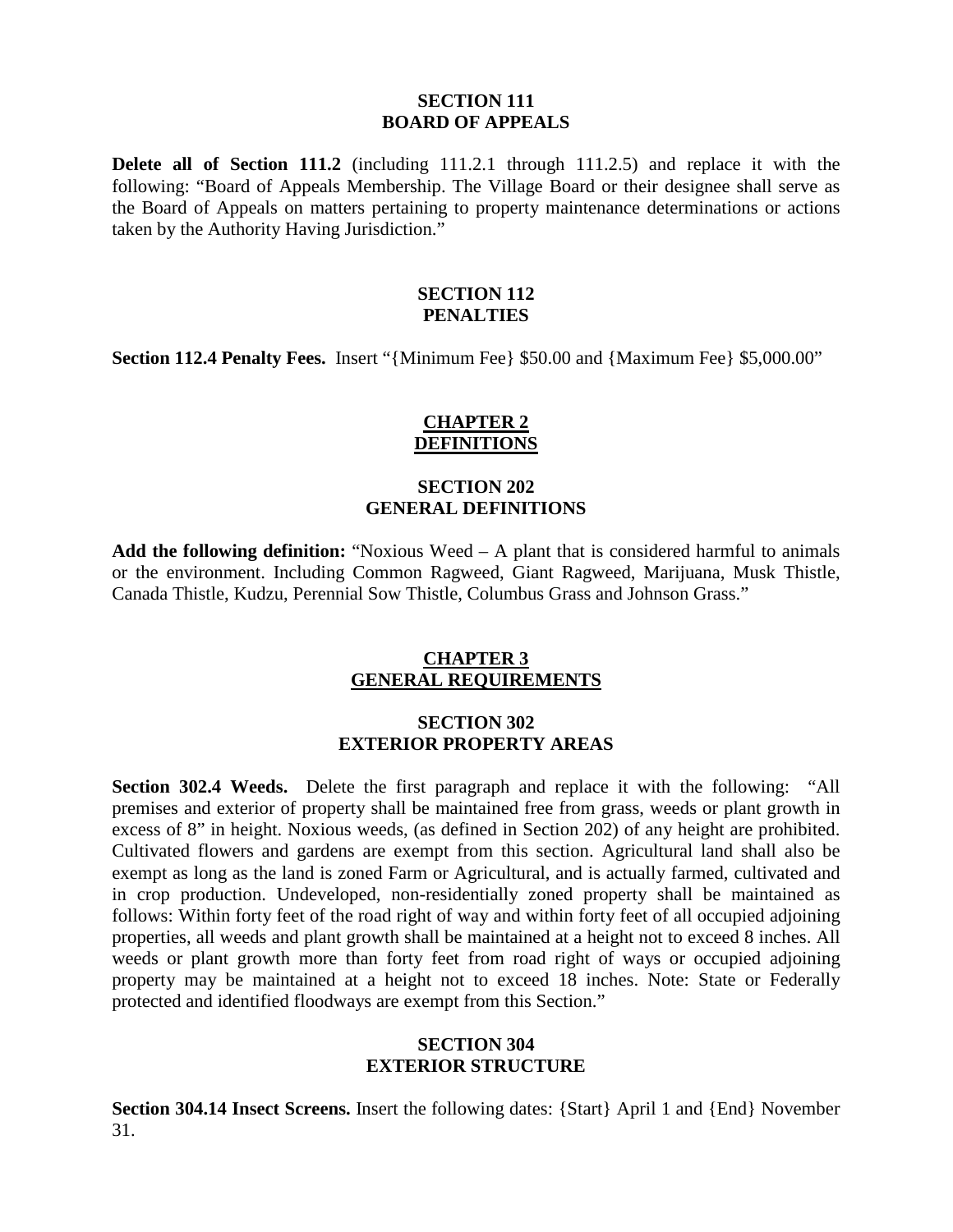## SECTION 111
## BOARD OF APPEALS

**Delete all of Section 111.2** (including 111.2.1 through 111.2.5) and replace it with the following: "Board of Appeals Membership. The Village Board or their designee shall serve as the Board of Appeals on matters pertaining to property maintenance determinations or actions taken by the Authority Having Jurisdiction."

## SECTION 112
## PENALTIES

**Section 112.4 Penalty Fees.** Insert "{Minimum Fee} $50.00 and {Maximum Fee} $5,000.00"

# CHAPTER 2
# DEFINITIONS

## SECTION 202
## GENERAL DEFINITIONS

**Add the following definition:** "Noxious Weed – A plant that is considered harmful to animals or the environment. Including Common Ragweed, Giant Ragweed, Marijuana, Musk Thistle, Canada Thistle, Kudzu, Perennial Sow Thistle, Columbus Grass and Johnson Grass."

# CHAPTER 3
# GENERAL REQUIREMENTS

## SECTION 302
## EXTERIOR PROPERTY AREAS

**Section 302.4 Weeds.** Delete the first paragraph and replace it with the following: "All premises and exterior of property shall be maintained free from grass, weeds or plant growth in excess of 8" in height. Noxious weeds, (as defined in Section 202) of any height are prohibited. Cultivated flowers and gardens are exempt from this section. Agricultural land shall also be exempt as long as the land is zoned Farm or Agricultural, and is actually farmed, cultivated and in crop production. Undeveloped, non-residentially zoned property shall be maintained as follows: Within forty feet of the road right of way and within forty feet of all occupied adjoining properties, all weeds and plant growth shall be maintained at a height not to exceed 8 inches. All weeds or plant growth more than forty feet from road right of ways or occupied adjoining property may be maintained at a height not to exceed 18 inches. Note: State or Federally protected and identified floodways are exempt from this Section."

## SECTION 304
## EXTERIOR STRUCTURE

**Section 304.14 Insect Screens.** Insert the following dates: {Start} April 1 and {End} November 31.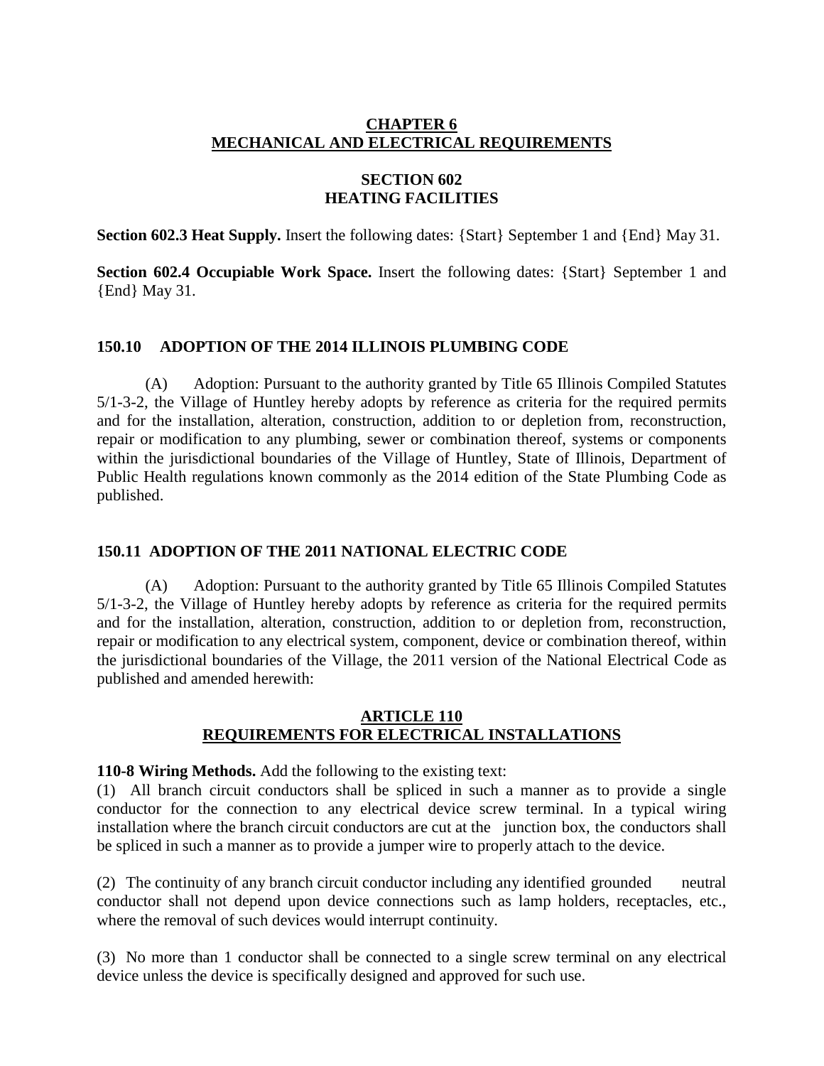## CHAPTER 6
## MECHANICAL AND ELECTRICAL REQUIREMENTS

### SECTION 602
### HEATING FACILITIES

**Section 602.3 Heat Supply.** Insert the following dates: {Start} September 1 and {End} May 31.

**Section 602.4 Occupiable Work Space.** Insert the following dates: {Start} September 1 and {End} May 31.

### 150.10 ADOPTION OF THE 2014 ILLINOIS PLUMBING CODE

(A) Adoption: Pursuant to the authority granted by Title 65 Illinois Compiled Statutes 5/1-3-2, the Village of Huntley hereby adopts by reference as criteria for the required permits and for the installation, alteration, construction, addition to or depletion from, reconstruction, repair or modification to any plumbing, sewer or combination thereof, systems or components within the jurisdictional boundaries of the Village of Huntley, State of Illinois, Department of Public Health regulations known commonly as the 2014 edition of the State Plumbing Code as published.

### 150.11 ADOPTION OF THE 2011 NATIONAL ELECTRIC CODE

(A) Adoption: Pursuant to the authority granted by Title 65 Illinois Compiled Statutes 5/1-3-2, the Village of Huntley hereby adopts by reference as criteria for the required permits and for the installation, alteration, construction, addition to or depletion from, reconstruction, repair or modification to any electrical system, component, device or combination thereof, within the jurisdictional boundaries of the Village, the 2011 version of the National Electrical Code as published and amended herewith:

### ARTICLE 110
### REQUIREMENTS FOR ELECTRICAL INSTALLATIONS

**110-8 Wiring Methods.** Add the following to the existing text:

(1) All branch circuit conductors shall be spliced in such a manner as to provide a single conductor for the connection to any electrical device screw terminal. In a typical wiring installation where the branch circuit conductors are cut at the junction box, the conductors shall be spliced in such a manner as to provide a jumper wire to properly attach to the device.

(2) The continuity of any branch circuit conductor including any identified grounded neutral conductor shall not depend upon device connections such as lamp holders, receptacles, etc., where the removal of such devices would interrupt continuity.

(3) No more than 1 conductor shall be connected to a single screw terminal on any electrical device unless the device is specifically designed and approved for such use.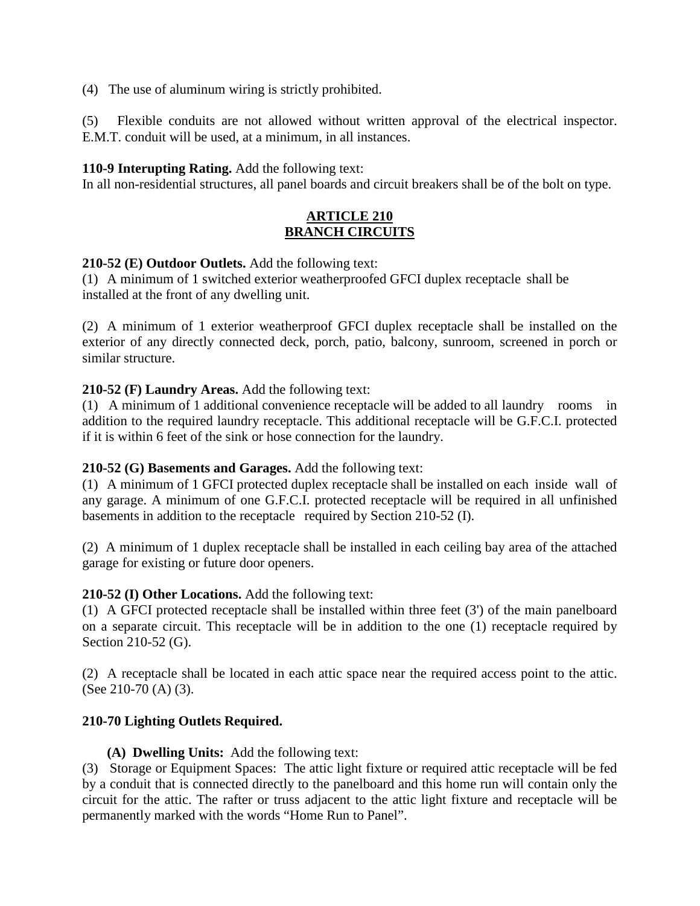(4) The use of aluminum wiring is strictly prohibited.

(5) Flexible conduits are not allowed without written approval of the electrical inspector. E.M.T. conduit will be used, at a minimum, in all instances.

**110-9 Interupting Rating.** Add the following text:
In all non-residential structures, all panel boards and circuit breakers shall be of the bolt on type.

## ARTICLE 210
## BRANCH CIRCUITS

**210-52 (E) Outdoor Outlets.** Add the following text:
(1) A minimum of 1 switched exterior weatherproofed GFCI duplex receptacle shall be installed at the front of any dwelling unit.

(2) A minimum of 1 exterior weatherproof GFCI duplex receptacle shall be installed on the exterior of any directly connected deck, porch, patio, balcony, sunroom, screened in porch or similar structure.

**210-52 (F) Laundry Areas.** Add the following text:
(1) A minimum of 1 additional convenience receptacle will be added to all laundry rooms in addition to the required laundry receptacle. This additional receptacle will be G.F.C.I. protected if it is within 6 feet of the sink or hose connection for the laundry.

**210-52 (G) Basements and Garages.** Add the following text:
(1) A minimum of 1 GFCI protected duplex receptacle shall be installed on each inside wall of any garage. A minimum of one G.F.C.I. protected receptacle will be required in all unfinished basements in addition to the receptacle required by Section 210-52 (I).

(2) A minimum of 1 duplex receptacle shall be installed in each ceiling bay area of the attached garage for existing or future door openers.

**210-52 (I) Other Locations.** Add the following text:
(1) A GFCI protected receptacle shall be installed within three feet (3') of the main panelboard on a separate circuit. This receptacle will be in addition to the one (1) receptacle required by Section 210-52 (G).

(2) A receptacle shall be located in each attic space near the required access point to the attic. (See 210-70 (A) (3).

**210-70 Lighting Outlets Required.**

**(A) Dwelling Units:** Add the following text:
(3) Storage or Equipment Spaces: The attic light fixture or required attic receptacle will be fed by a conduit that is connected directly to the panelboard and this home run will contain only the circuit for the attic. The rafter or truss adjacent to the attic light fixture and receptacle will be permanently marked with the words "Home Run to Panel".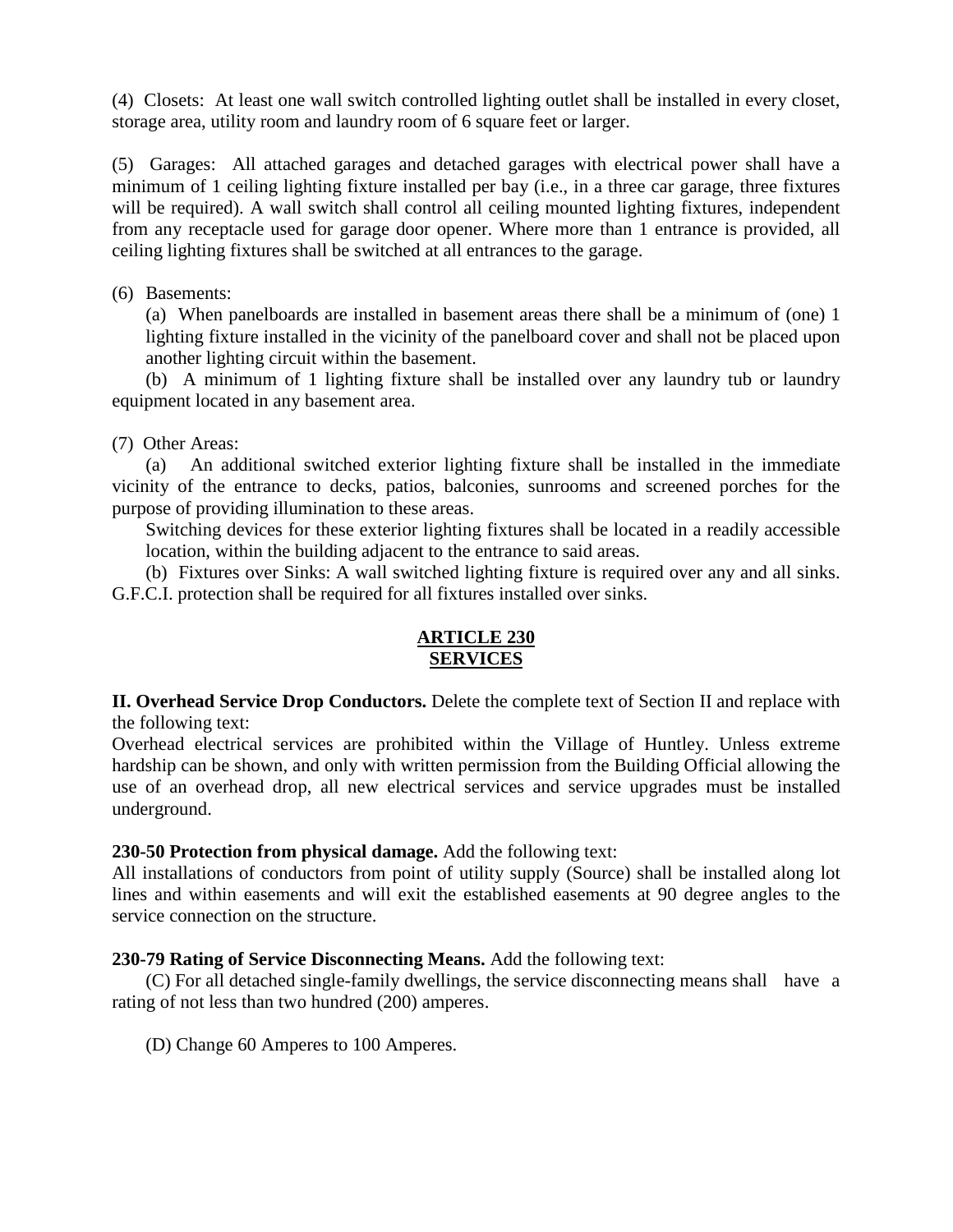(4) Closets: At least one wall switch controlled lighting outlet shall be installed in every closet, storage area, utility room and laundry room of 6 square feet or larger.

(5) Garages: All attached garages and detached garages with electrical power shall have a minimum of 1 ceiling lighting fixture installed per bay (i.e., in a three car garage, three fixtures will be required). A wall switch shall control all ceiling mounted lighting fixtures, independent from any receptacle used for garage door opener. Where more than 1 entrance is provided, all ceiling lighting fixtures shall be switched at all entrances to the garage.

(6) Basements:

(a) When panelboards are installed in basement areas there shall be a minimum of (one) 1 lighting fixture installed in the vicinity of the panelboard cover and shall not be placed upon another lighting circuit within the basement.

(b) A minimum of 1 lighting fixture shall be installed over any laundry tub or laundry equipment located in any basement area.

(7) Other Areas:

(a) An additional switched exterior lighting fixture shall be installed in the immediate vicinity of the entrance to decks, patios, balconies, sunrooms and screened porches for the purpose of providing illumination to these areas.

Switching devices for these exterior lighting fixtures shall be located in a readily accessible location, within the building adjacent to the entrance to said areas.

(b) Fixtures over Sinks: A wall switched lighting fixture is required over any and all sinks. G.F.C.I. protection shall be required for all fixtures installed over sinks.

## ARTICLE 230
## SERVICES

**II. Overhead Service Drop Conductors.** Delete the complete text of Section II and replace with the following text:

Overhead electrical services are prohibited within the Village of Huntley. Unless extreme hardship can be shown, and only with written permission from the Building Official allowing the use of an overhead drop, all new electrical services and service upgrades must be installed underground.

**230-50 Protection from physical damage.** Add the following text:

All installations of conductors from point of utility supply (Source) shall be installed along lot lines and within easements and will exit the established easements at 90 degree angles to the service connection on the structure.

**230-79 Rating of Service Disconnecting Means.** Add the following text:

(C) For all detached single-family dwellings, the service disconnecting means shall have a rating of not less than two hundred (200) amperes.

(D) Change 60 Amperes to 100 Amperes.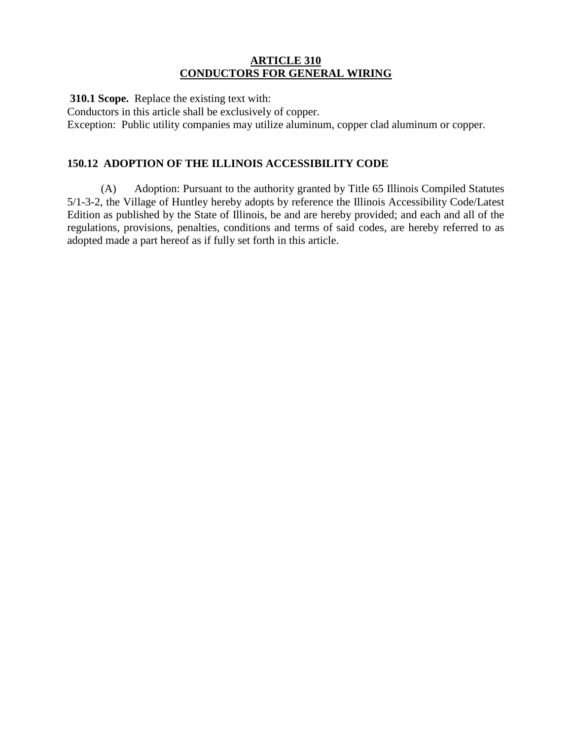## ARTICLE 310
## CONDUCTORS FOR GENERAL WIRING

**310.1 Scope.** Replace the existing text with:
Conductors in this article shall be exclusively of copper.
Exception: Public utility companies may utilize aluminum, copper clad aluminum or copper.

### 150.12 ADOPTION OF THE ILLINOIS ACCESSIBILITY CODE

(A) Adoption: Pursuant to the authority granted by Title 65 Illinois Compiled Statutes 5/1-3-2, the Village of Huntley hereby adopts by reference the Illinois Accessibility Code/Latest Edition as published by the State of Illinois, be and are hereby provided; and each and all of the regulations, provisions, penalties, conditions and terms of said codes, are hereby referred to as adopted made a part hereof as if fully set forth in this article.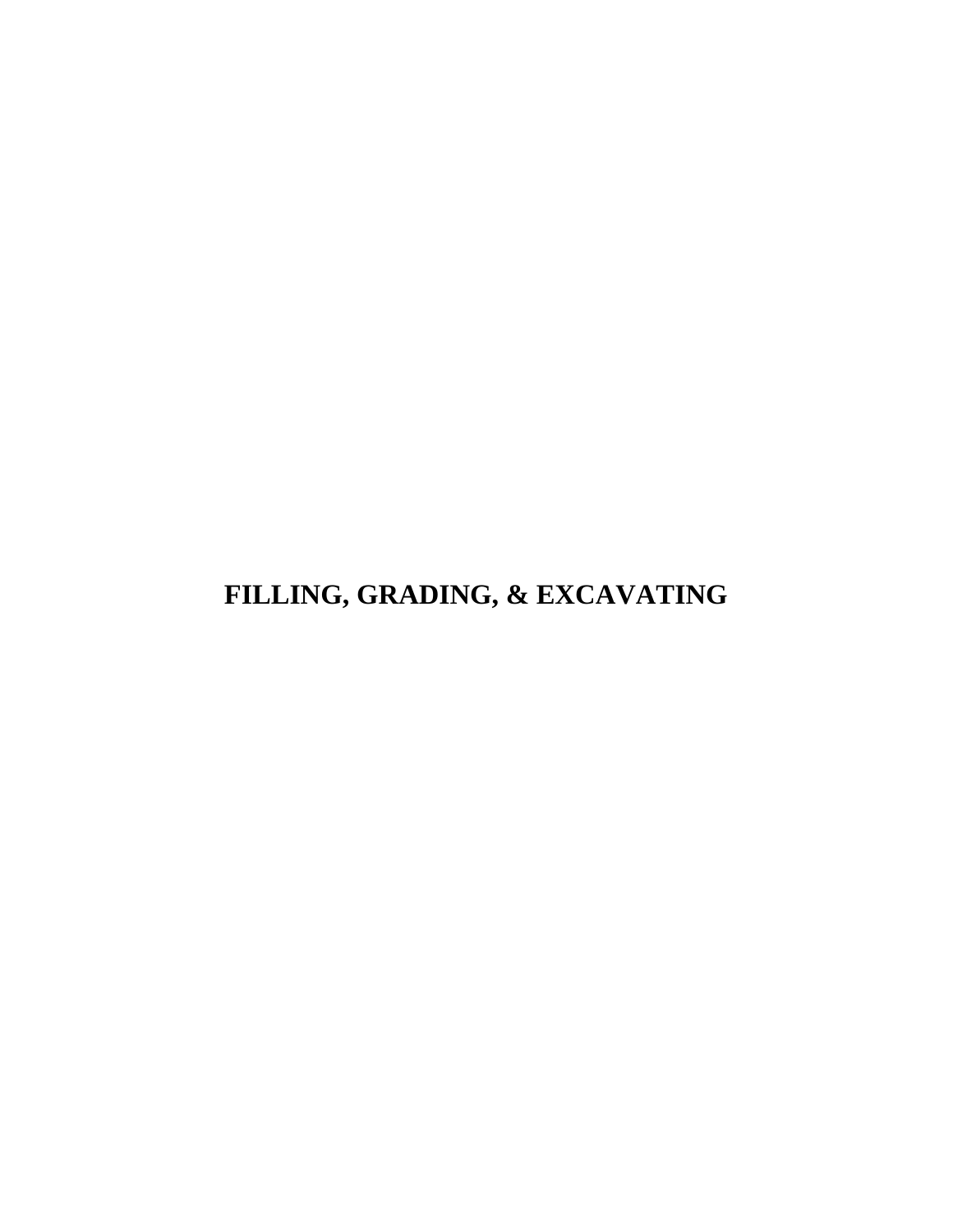# FILLING, GRADING, & EXCAVATING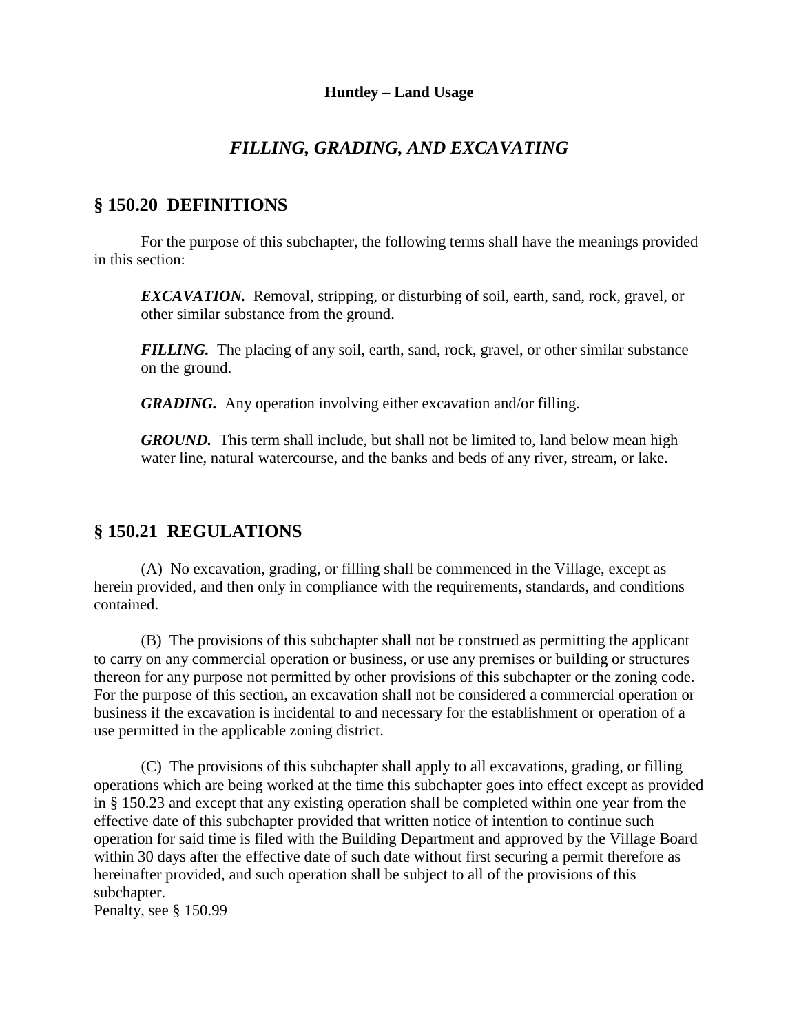# FILLING, GRADING, AND EXCAVATING

## § 150.20 DEFINITIONS

For the purpose of this subchapter, the following terms shall have the meanings provided in this section:

> ***EXCAVATION.*** Removal, stripping, or disturbing of soil, earth, sand, rock, gravel, or other similar substance from the ground.
>
> ***FILLING.*** The placing of any soil, earth, sand, rock, gravel, or other similar substance on the ground.
>
> ***GRADING.*** Any operation involving either excavation and/or filling.
>
> ***GROUND.*** This term shall include, but shall not be limited to, land below mean high water line, natural watercourse, and the banks and beds of any river, stream, or lake.

## § 150.21 REGULATIONS

(A) No excavation, grading, or filling shall be commenced in the Village, except as herein provided, and then only in compliance with the requirements, standards, and conditions contained.

(B) The provisions of this subchapter shall not be construed as permitting the applicant to carry on any commercial operation or business, or use any premises or building or structures thereon for any purpose not permitted by other provisions of this subchapter or the zoning code. For the purpose of this section, an excavation shall not be considered a commercial operation or business if the excavation is incidental to and necessary for the establishment or operation of a use permitted in the applicable zoning district.

(C) The provisions of this subchapter shall apply to all excavations, grading, or filling operations which are being worked at the time this subchapter goes into effect except as provided in § 150.23 and except that any existing operation shall be completed within one year from the effective date of this subchapter provided that written notice of intention to continue such operation for said time is filed with the Building Department and approved by the Village Board within 30 days after the effective date of such date without first securing a permit therefore as hereinafter provided, and such operation shall be subject to all of the provisions of this subchapter.
Penalty, see § 150.99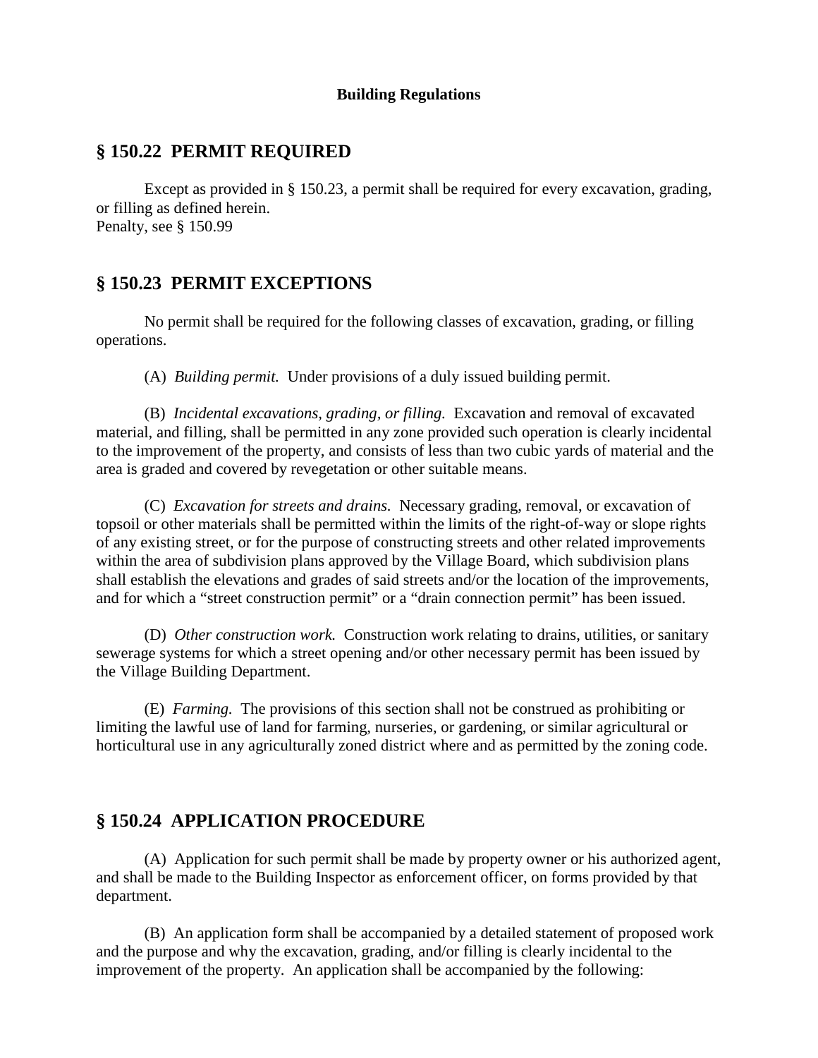## § 150.22 PERMIT REQUIRED

Except as provided in § 150.23, a permit shall be required for every excavation, grading, or filling as defined herein.
Penalty, see § 150.99

## § 150.23 PERMIT EXCEPTIONS

No permit shall be required for the following classes of excavation, grading, or filling operations.

(A) *Building permit.* Under provisions of a duly issued building permit.

(B) *Incidental excavations, grading, or filling.* Excavation and removal of excavated material, and filling, shall be permitted in any zone provided such operation is clearly incidental to the improvement of the property, and consists of less than two cubic yards of material and the area is graded and covered by revegetation or other suitable means.

(C) *Excavation for streets and drains.* Necessary grading, removal, or excavation of topsoil or other materials shall be permitted within the limits of the right-of-way or slope rights of any existing street, or for the purpose of constructing streets and other related improvements within the area of subdivision plans approved by the Village Board, which subdivision plans shall establish the elevations and grades of said streets and/or the location of the improvements, and for which a "street construction permit" or a "drain connection permit" has been issued.

(D) *Other construction work.* Construction work relating to drains, utilities, or sanitary sewerage systems for which a street opening and/or other necessary permit has been issued by the Village Building Department.

(E) *Farming.* The provisions of this section shall not be construed as prohibiting or limiting the lawful use of land for farming, nurseries, or gardening, or similar agricultural or horticultural use in any agriculturally zoned district where and as permitted by the zoning code.

## § 150.24 APPLICATION PROCEDURE

(A) Application for such permit shall be made by property owner or his authorized agent, and shall be made to the Building Inspector as enforcement officer, on forms provided by that department.

(B) An application form shall be accompanied by a detailed statement of proposed work and the purpose and why the excavation, grading, and/or filling is clearly incidental to the improvement of the property. An application shall be accompanied by the following: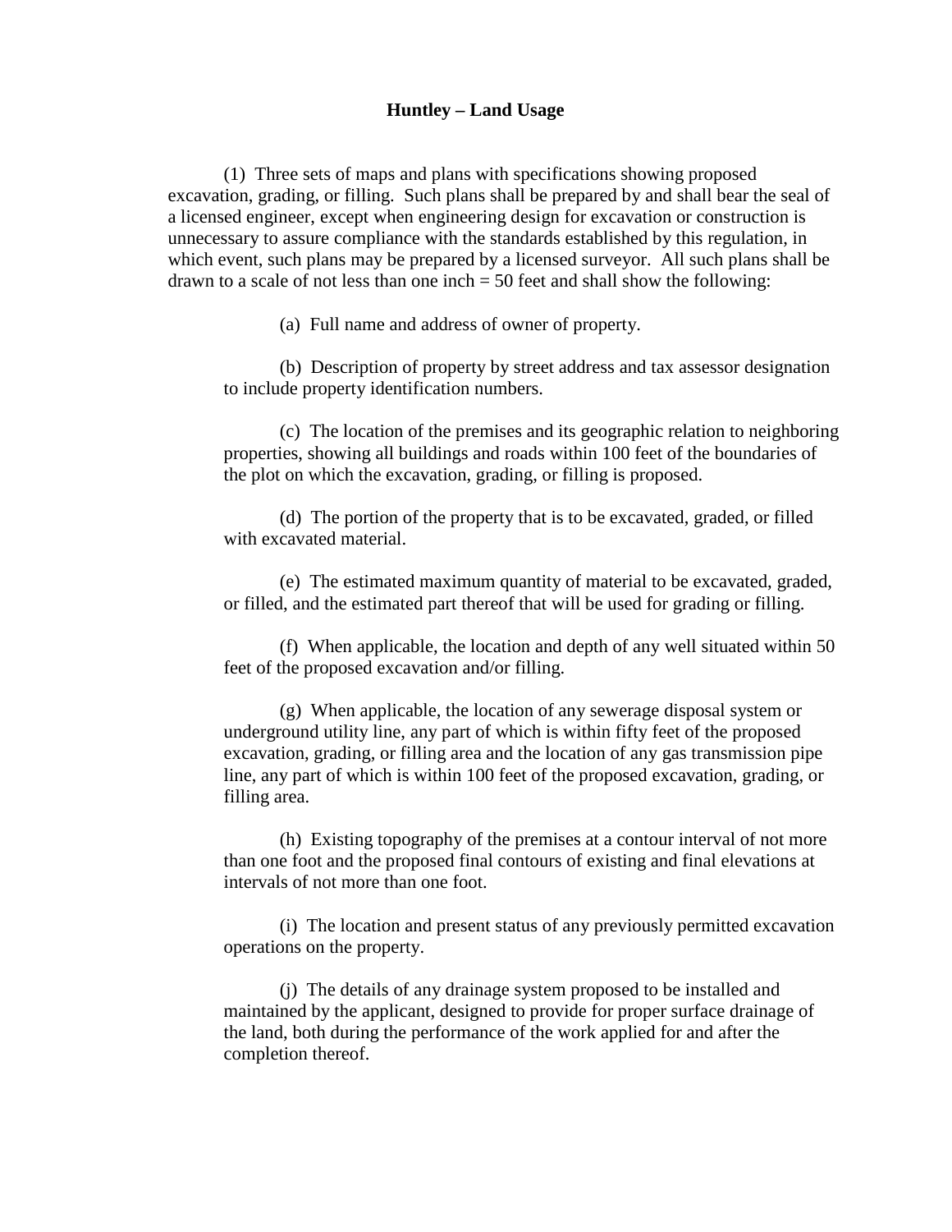**Huntley – Land Usage**

(1) Three sets of maps and plans with specifications showing proposed excavation, grading, or filling. Such plans shall be prepared by and shall bear the seal of a licensed engineer, except when engineering design for excavation or construction is unnecessary to assure compliance with the standards established by this regulation, in which event, such plans may be prepared by a licensed surveyor. All such plans shall be drawn to a scale of not less than one inch = 50 feet and shall show the following:

(a) Full name and address of owner of property.

(b) Description of property by street address and tax assessor designation to include property identification numbers.

(c) The location of the premises and its geographic relation to neighboring properties, showing all buildings and roads within 100 feet of the boundaries of the plot on which the excavation, grading, or filling is proposed.

(d) The portion of the property that is to be excavated, graded, or filled with excavated material.

(e) The estimated maximum quantity of material to be excavated, graded, or filled, and the estimated part thereof that will be used for grading or filling.

(f) When applicable, the location and depth of any well situated within 50 feet of the proposed excavation and/or filling.

(g) When applicable, the location of any sewerage disposal system or underground utility line, any part of which is within fifty feet of the proposed excavation, grading, or filling area and the location of any gas transmission pipe line, any part of which is within 100 feet of the proposed excavation, grading, or filling area.

(h) Existing topography of the premises at a contour interval of not more than one foot and the proposed final contours of existing and final elevations at intervals of not more than one foot.

(i) The location and present status of any previously permitted excavation operations on the property.

(j) The details of any drainage system proposed to be installed and maintained by the applicant, designed to provide for proper surface drainage of the land, both during the performance of the work applied for and after the completion thereof.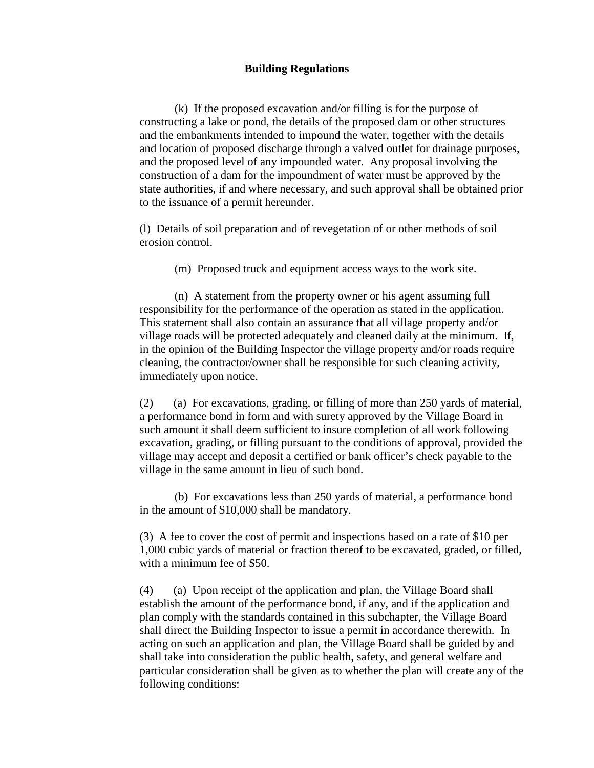**Building Regulations**

(k) If the proposed excavation and/or filling is for the purpose of constructing a lake or pond, the details of the proposed dam or other structures and the embankments intended to impound the water, together with the details and location of proposed discharge through a valved outlet for drainage purposes, and the proposed level of any impounded water. Any proposal involving the construction of a dam for the impoundment of water must be approved by the state authorities, if and where necessary, and such approval shall be obtained prior to the issuance of a permit hereunder.

(l) Details of soil preparation and of revegetation of or other methods of soil erosion control.

(m) Proposed truck and equipment access ways to the work site.

(n) A statement from the property owner or his agent assuming full responsibility for the performance of the operation as stated in the application. This statement shall also contain an assurance that all village property and/or village roads will be protected adequately and cleaned daily at the minimum. If, in the opinion of the Building Inspector the village property and/or roads require cleaning, the contractor/owner shall be responsible for such cleaning activity, immediately upon notice.

(2) (a) For excavations, grading, or filling of more than 250 yards of material, a performance bond in form and with surety approved by the Village Board in such amount it shall deem sufficient to insure completion of all work following excavation, grading, or filling pursuant to the conditions of approval, provided the village may accept and deposit a certified or bank officer's check payable to the village in the same amount in lieu of such bond.

(b) For excavations less than 250 yards of material, a performance bond in the amount of $10,000 shall be mandatory.

(3) A fee to cover the cost of permit and inspections based on a rate of $10 per 1,000 cubic yards of material or fraction thereof to be excavated, graded, or filled, with a minimum fee of $50.

(4) (a) Upon receipt of the application and plan, the Village Board shall establish the amount of the performance bond, if any, and if the application and plan comply with the standards contained in this subchapter, the Village Board shall direct the Building Inspector to issue a permit in accordance therewith. In acting on such an application and plan, the Village Board shall be guided by and shall take into consideration the public health, safety, and general welfare and particular consideration shall be given as to whether the plan will create any of the following conditions: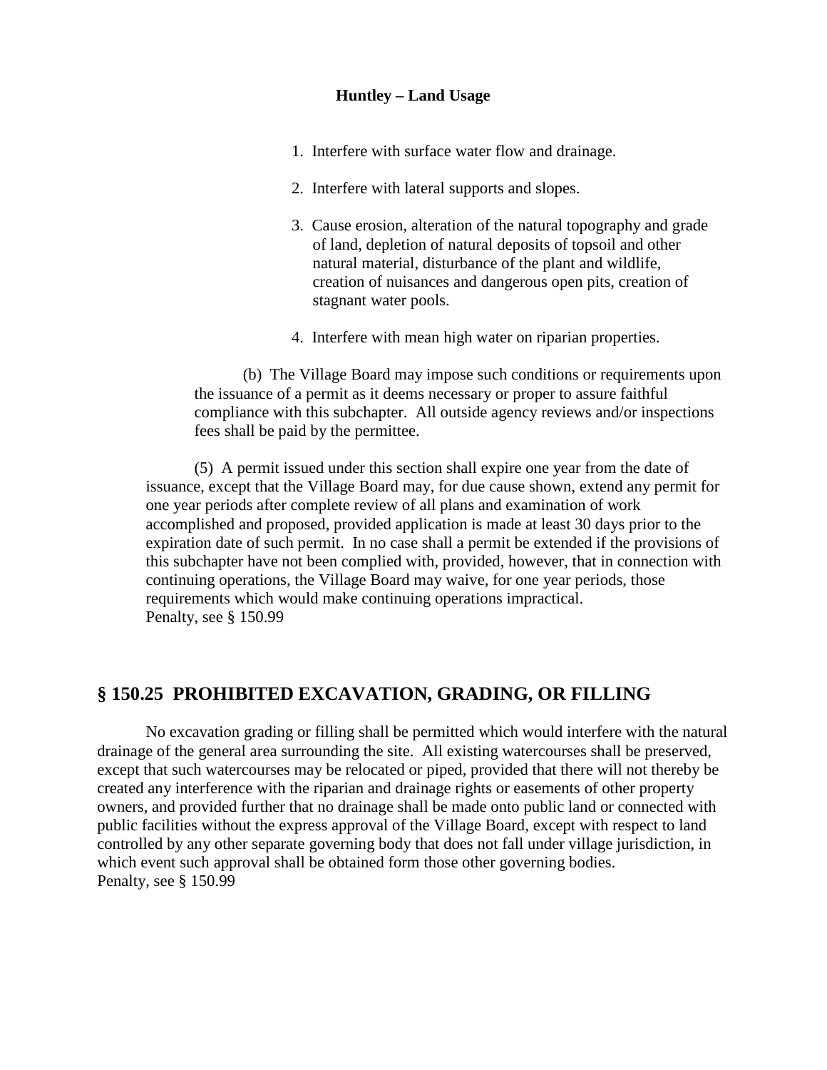1. Interfere with surface water flow and drainage.

2. Interfere with lateral supports and slopes.

3. Cause erosion, alteration of the natural topography and grade of land, depletion of natural deposits of topsoil and other natural material, disturbance of the plant and wildlife, creation of nuisances and dangerous open pits, creation of stagnant water pools.

4. Interfere with mean high water on riparian properties.

(b) The Village Board may impose such conditions or requirements upon the issuance of a permit as it deems necessary or proper to assure faithful compliance with this subchapter. All outside agency reviews and/or inspections fees shall be paid by the permittee.

(5) A permit issued under this section shall expire one year from the date of issuance, except that the Village Board may, for due cause shown, extend any permit for one year periods after complete review of all plans and examination of work accomplished and proposed, provided application is made at least 30 days prior to the expiration date of such permit. In no case shall a permit be extended if the provisions of this subchapter have not been complied with, provided, however, that in connection with continuing operations, the Village Board may waive, for one year periods, those requirements which would make continuing operations impractical.
Penalty, see § 150.99

## § 150.25 PROHIBITED EXCAVATION, GRADING, OR FILLING

No excavation grading or filling shall be permitted which would interfere with the natural drainage of the general area surrounding the site. All existing watercourses shall be preserved, except that such watercourses may be relocated or piped, provided that there will not thereby be created any interference with the riparian and drainage rights or easements of other property owners, and provided further that no drainage shall be made onto public land or connected with public facilities without the express approval of the Village Board, except with respect to land controlled by any other separate governing body that does not fall under village jurisdiction, in which event such approval shall be obtained form those other governing bodies.
Penalty, see § 150.99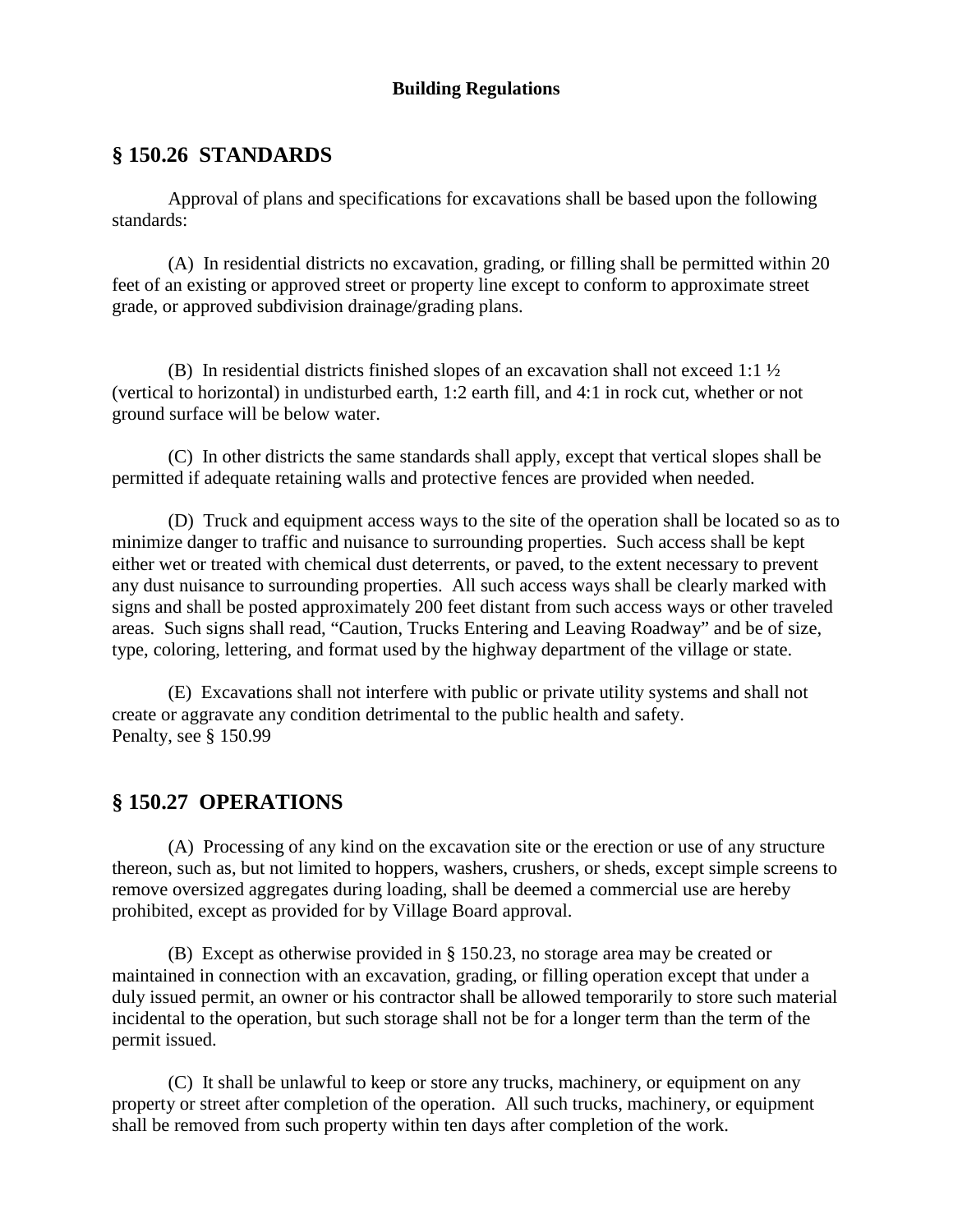## § 150.26 STANDARDS

Approval of plans and specifications for excavations shall be based upon the following standards:

(A) In residential districts no excavation, grading, or filling shall be permitted within 20 feet of an existing or approved street or property line except to conform to approximate street grade, or approved subdivision drainage/grading plans.

(B) In residential districts finished slopes of an excavation shall not exceed 1:1 ½ (vertical to horizontal) in undisturbed earth, 1:2 earth fill, and 4:1 in rock cut, whether or not ground surface will be below water.

(C) In other districts the same standards shall apply, except that vertical slopes shall be permitted if adequate retaining walls and protective fences are provided when needed.

(D) Truck and equipment access ways to the site of the operation shall be located so as to minimize danger to traffic and nuisance to surrounding properties. Such access shall be kept either wet or treated with chemical dust deterrents, or paved, to the extent necessary to prevent any dust nuisance to surrounding properties. All such access ways shall be clearly marked with signs and shall be posted approximately 200 feet distant from such access ways or other traveled areas. Such signs shall read, "Caution, Trucks Entering and Leaving Roadway" and be of size, type, coloring, lettering, and format used by the highway department of the village or state.

(E) Excavations shall not interfere with public or private utility systems and shall not create or aggravate any condition detrimental to the public health and safety.
Penalty, see § 150.99

## § 150.27 OPERATIONS

(A) Processing of any kind on the excavation site or the erection or use of any structure thereon, such as, but not limited to hoppers, washers, crushers, or sheds, except simple screens to remove oversized aggregates during loading, shall be deemed a commercial use are hereby prohibited, except as provided for by Village Board approval.

(B) Except as otherwise provided in § 150.23, no storage area may be created or maintained in connection with an excavation, grading, or filling operation except that under a duly issued permit, an owner or his contractor shall be allowed temporarily to store such material incidental to the operation, but such storage shall not be for a longer term than the term of the permit issued.

(C) It shall be unlawful to keep or store any trucks, machinery, or equipment on any property or street after completion of the operation. All such trucks, machinery, or equipment shall be removed from such property within ten days after completion of the work.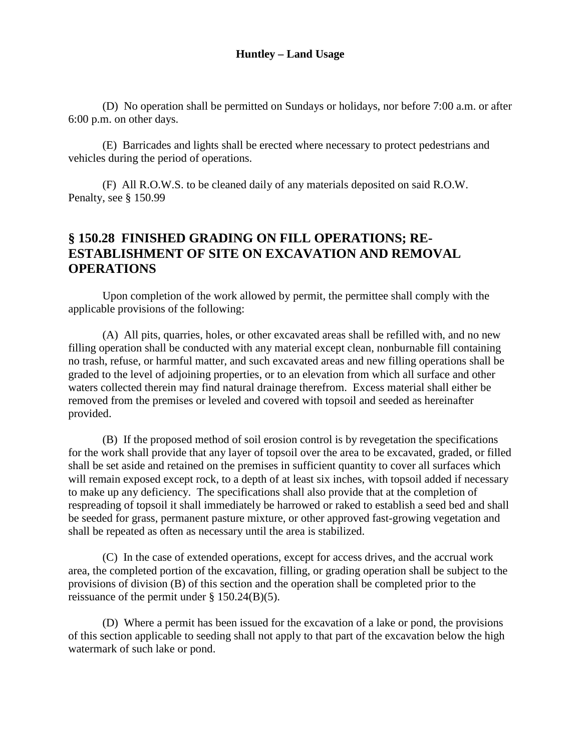(D) No operation shall be permitted on Sundays or holidays, nor before 7:00 a.m. or after 6:00 p.m. on other days.

(E) Barricades and lights shall be erected where necessary to protect pedestrians and vehicles during the period of operations.

(F) All R.O.W.S. to be cleaned daily of any materials deposited on said R.O.W.
Penalty, see § 150.99

## § 150.28 FINISHED GRADING ON FILL OPERATIONS; RE-ESTABLISHMENT OF SITE ON EXCAVATION AND REMOVAL OPERATIONS

Upon completion of the work allowed by permit, the permittee shall comply with the applicable provisions of the following:

(A) All pits, quarries, holes, or other excavated areas shall be refilled with, and no new filling operation shall be conducted with any material except clean, nonburnable fill containing no trash, refuse, or harmful matter, and such excavated areas and new filling operations shall be graded to the level of adjoining properties, or to an elevation from which all surface and other waters collected therein may find natural drainage therefrom. Excess material shall either be removed from the premises or leveled and covered with topsoil and seeded as hereinafter provided.

(B) If the proposed method of soil erosion control is by revegetation the specifications for the work shall provide that any layer of topsoil over the area to be excavated, graded, or filled shall be set aside and retained on the premises in sufficient quantity to cover all surfaces which will remain exposed except rock, to a depth of at least six inches, with topsoil added if necessary to make up any deficiency. The specifications shall also provide that at the completion of respreading of topsoil it shall immediately be harrowed or raked to establish a seed bed and shall be seeded for grass, permanent pasture mixture, or other approved fast-growing vegetation and shall be repeated as often as necessary until the area is stabilized.

(C) In the case of extended operations, except for access drives, and the accrual work area, the completed portion of the excavation, filling, or grading operation shall be subject to the provisions of division (B) of this section and the operation shall be completed prior to the reissuance of the permit under § 150.24(B)(5).

(D) Where a permit has been issued for the excavation of a lake or pond, the provisions of this section applicable to seeding shall not apply to that part of the excavation below the high watermark of such lake or pond.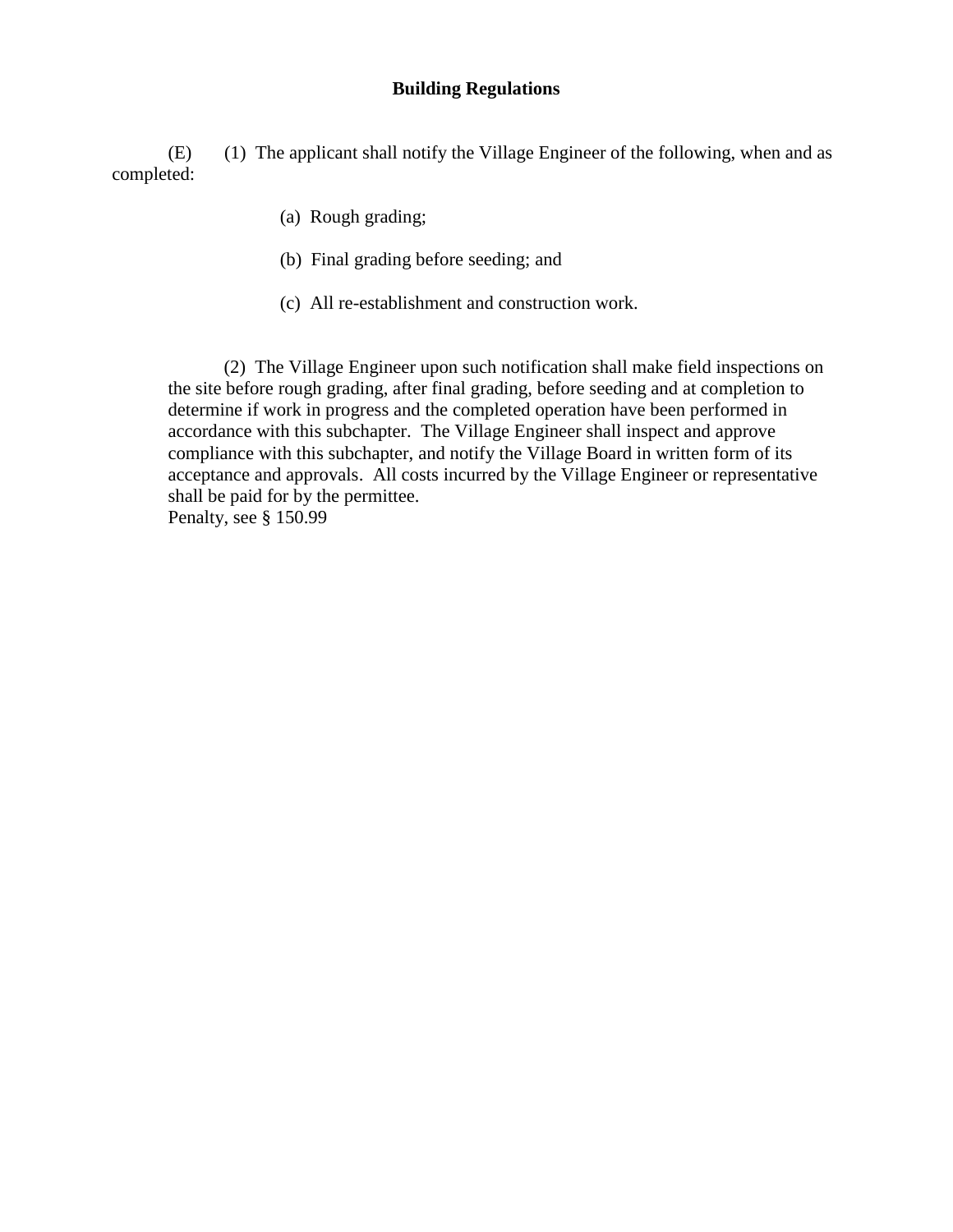(E) (1) The applicant shall notify the Village Engineer of the following, when and as completed:

(a) Rough grading;

(b) Final grading before seeding; and

(c) All re-establishment and construction work.

(2) The Village Engineer upon such notification shall make field inspections on the site before rough grading, after final grading, before seeding and at completion to determine if work in progress and the completed operation have been performed in accordance with this subchapter. The Village Engineer shall inspect and approve compliance with this subchapter, and notify the Village Board in written form of its acceptance and approvals. All costs incurred by the Village Engineer or representative shall be paid for by the permittee.
Penalty, see § 150.99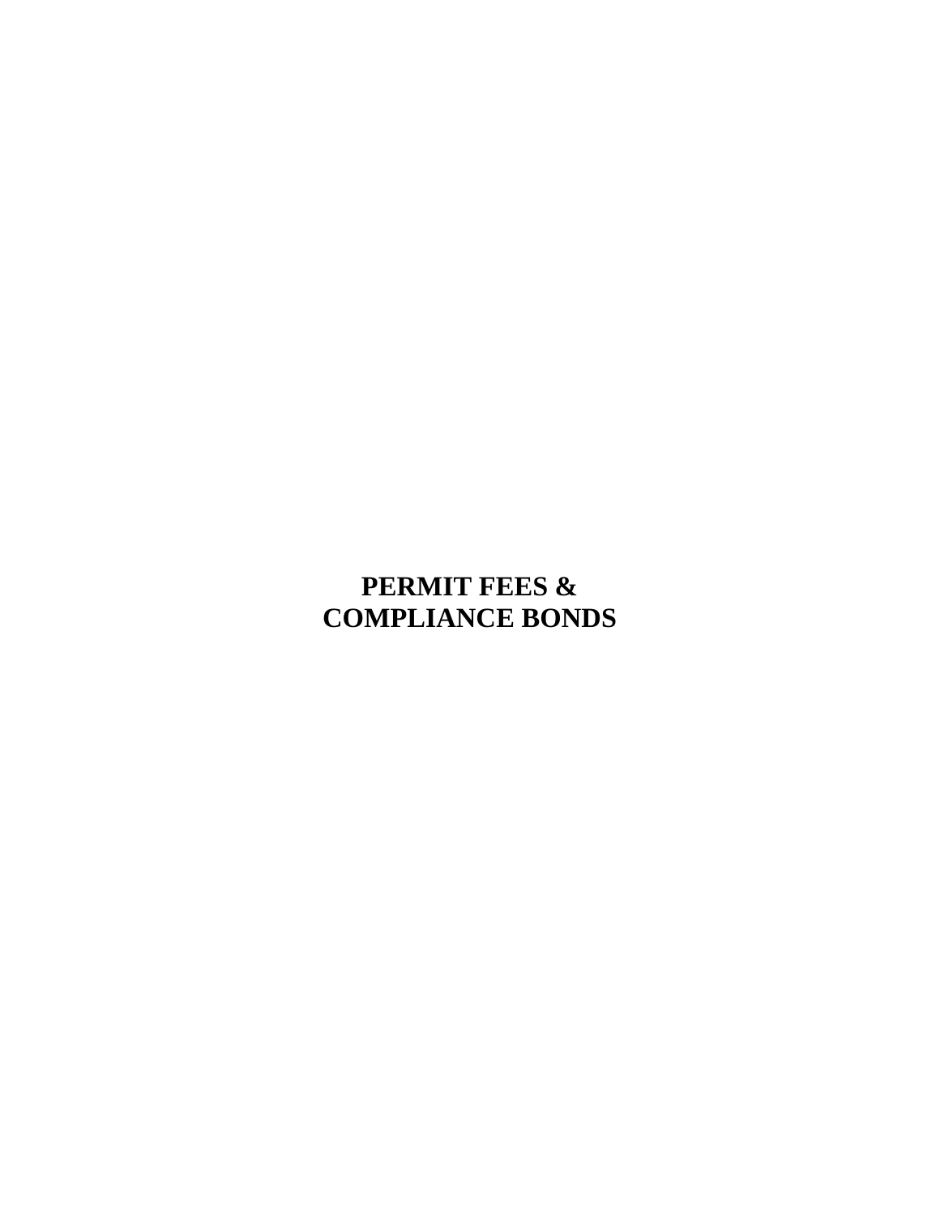# PERMIT FEES & COMPLIANCE BONDS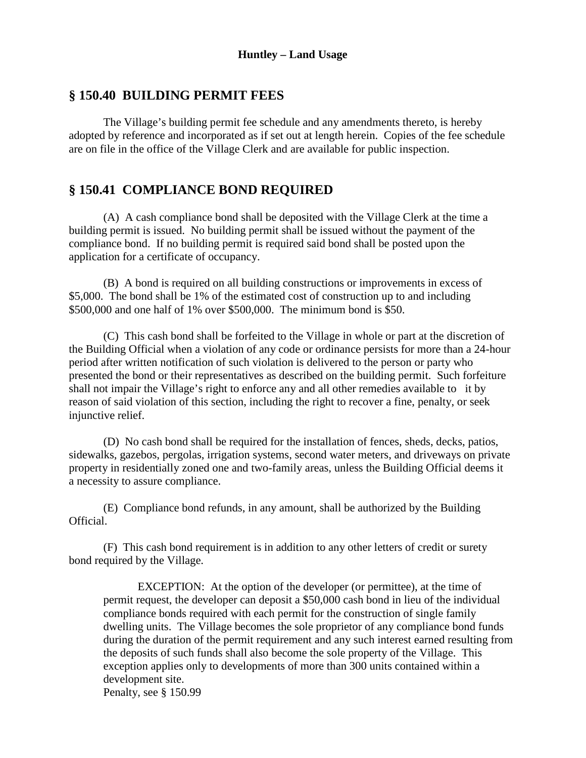## § 150.40 BUILDING PERMIT FEES

The Village's building permit fee schedule and any amendments thereto, is hereby adopted by reference and incorporated as if set out at length herein. Copies of the fee schedule are on file in the office of the Village Clerk and are available for public inspection.

## § 150.41 COMPLIANCE BOND REQUIRED

(A) A cash compliance bond shall be deposited with the Village Clerk at the time a building permit is issued. No building permit shall be issued without the payment of the compliance bond. If no building permit is required said bond shall be posted upon the application for a certificate of occupancy.

(B) A bond is required on all building constructions or improvements in excess of $5,000. The bond shall be 1% of the estimated cost of construction up to and including $500,000 and one half of 1% over $500,000. The minimum bond is $50.

(C) This cash bond shall be forfeited to the Village in whole or part at the discretion of the Building Official when a violation of any code or ordinance persists for more than a 24-hour period after written notification of such violation is delivered to the person or party who presented the bond or their representatives as described on the building permit. Such forfeiture shall not impair the Village's right to enforce any and all other remedies available to it by reason of said violation of this section, including the right to recover a fine, penalty, or seek injunctive relief.

(D) No cash bond shall be required for the installation of fences, sheds, decks, patios, sidewalks, gazebos, pergolas, irrigation systems, second water meters, and driveways on private property in residentially zoned one and two-family areas, unless the Building Official deems it a necessity to assure compliance.

(E) Compliance bond refunds, in any amount, shall be authorized by the Building Official.

(F) This cash bond requirement is in addition to any other letters of credit or surety bond required by the Village.

EXCEPTION: At the option of the developer (or permittee), at the time of permit request, the developer can deposit a $50,000 cash bond in lieu of the individual compliance bonds required with each permit for the construction of single family dwelling units. The Village becomes the sole proprietor of any compliance bond funds during the duration of the permit requirement and any such interest earned resulting from the deposits of such funds shall also become the sole property of the Village. This exception applies only to developments of more than 300 units contained within a development site.

Penalty, see § 150.99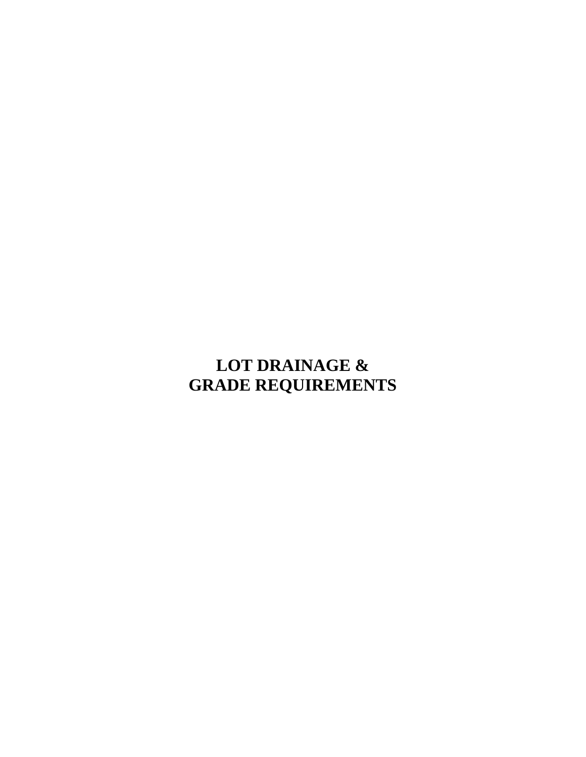# LOT DRAINAGE & GRADE REQUIREMENTS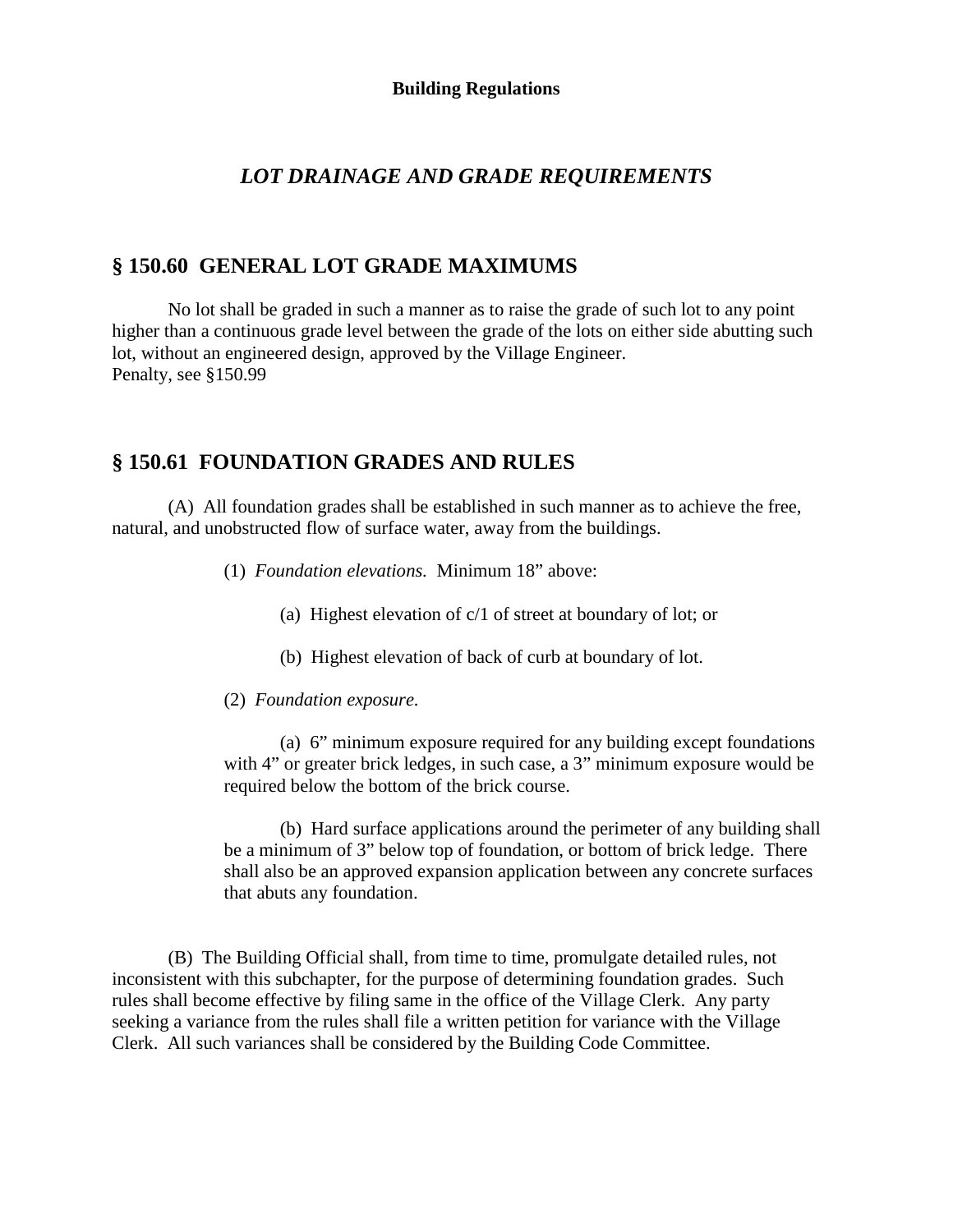## *LOT DRAINAGE AND GRADE REQUIREMENTS*

## § 150.60 GENERAL LOT GRADE MAXIMUMS

No lot shall be graded in such a manner as to raise the grade of such lot to any point higher than a continuous grade level between the grade of the lots on either side abutting such lot, without an engineered design, approved by the Village Engineer.
Penalty, see §150.99

## § 150.61 FOUNDATION GRADES AND RULES

(A) All foundation grades shall be established in such manner as to achieve the free, natural, and unobstructed flow of surface water, away from the buildings.

(1) *Foundation elevations.* Minimum 18" above:

(a) Highest elevation of c/1 of street at boundary of lot; or

(b) Highest elevation of back of curb at boundary of lot.

(2) *Foundation exposure.*

(a) 6" minimum exposure required for any building except foundations with 4" or greater brick ledges, in such case, a 3" minimum exposure would be required below the bottom of the brick course.

(b) Hard surface applications around the perimeter of any building shall be a minimum of 3" below top of foundation, or bottom of brick ledge. There shall also be an approved expansion application between any concrete surfaces that abuts any foundation.

(B) The Building Official shall, from time to time, promulgate detailed rules, not inconsistent with this subchapter, for the purpose of determining foundation grades. Such rules shall become effective by filing same in the office of the Village Clerk. Any party seeking a variance from the rules shall file a written petition for variance with the Village Clerk. All such variances shall be considered by the Building Code Committee.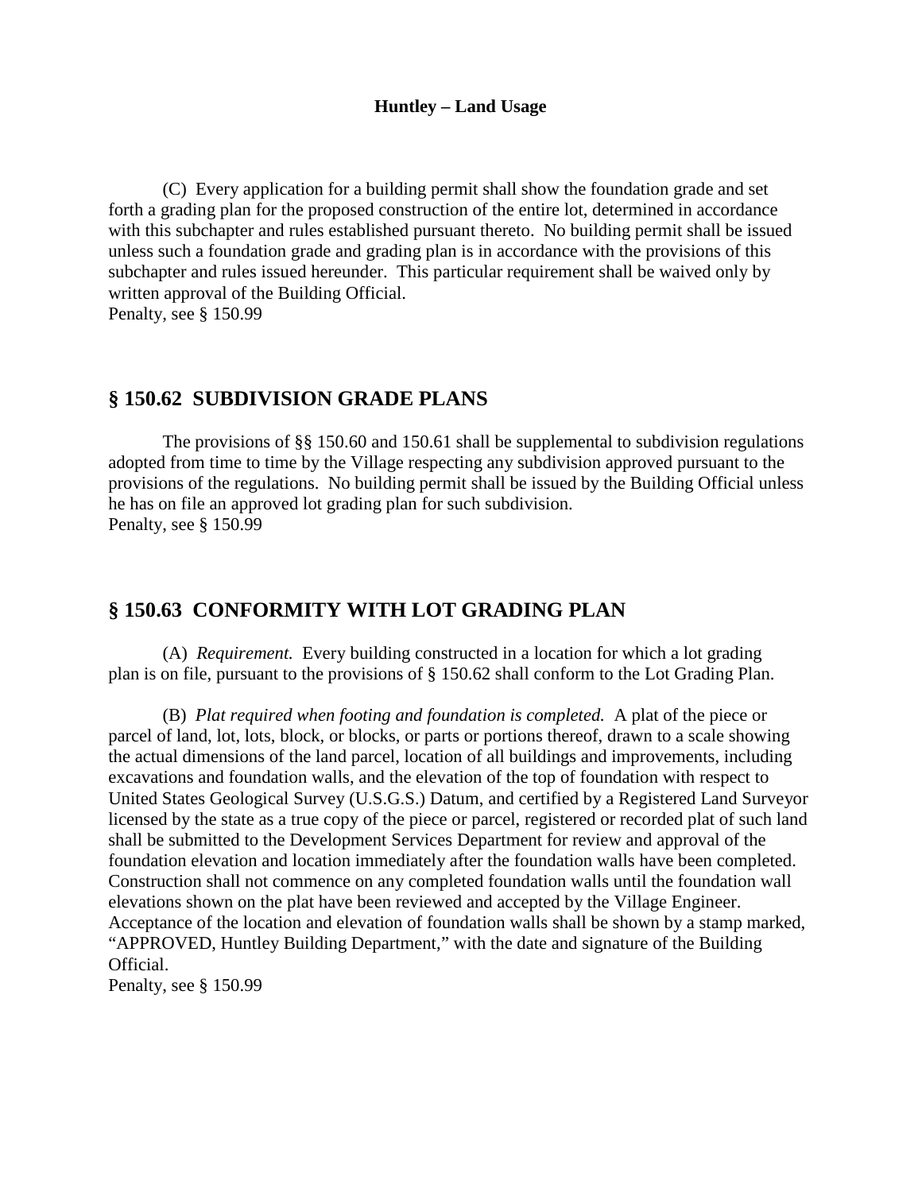(C) Every application for a building permit shall show the foundation grade and set forth a grading plan for the proposed construction of the entire lot, determined in accordance with this subchapter and rules established pursuant thereto. No building permit shall be issued unless such a foundation grade and grading plan is in accordance with the provisions of this subchapter and rules issued hereunder. This particular requirement shall be waived only by written approval of the Building Official.
Penalty, see § 150.99

## § 150.62 SUBDIVISION GRADE PLANS

The provisions of §§ 150.60 and 150.61 shall be supplemental to subdivision regulations adopted from time to time by the Village respecting any subdivision approved pursuant to the provisions of the regulations. No building permit shall be issued by the Building Official unless he has on file an approved lot grading plan for such subdivision.
Penalty, see § 150.99

## § 150.63 CONFORMITY WITH LOT GRADING PLAN

(A) *Requirement.* Every building constructed in a location for which a lot grading plan is on file, pursuant to the provisions of § 150.62 shall conform to the Lot Grading Plan.

(B) *Plat required when footing and foundation is completed.* A plat of the piece or parcel of land, lot, lots, block, or blocks, or parts or portions thereof, drawn to a scale showing the actual dimensions of the land parcel, location of all buildings and improvements, including excavations and foundation walls, and the elevation of the top of foundation with respect to United States Geological Survey (U.S.G.S.) Datum, and certified by a Registered Land Surveyor licensed by the state as a true copy of the piece or parcel, registered or recorded plat of such land shall be submitted to the Development Services Department for review and approval of the foundation elevation and location immediately after the foundation walls have been completed. Construction shall not commence on any completed foundation walls until the foundation wall elevations shown on the plat have been reviewed and accepted by the Village Engineer. Acceptance of the location and elevation of foundation walls shall be shown by a stamp marked, "APPROVED, Huntley Building Department," with the date and signature of the Building Official.
Penalty, see § 150.99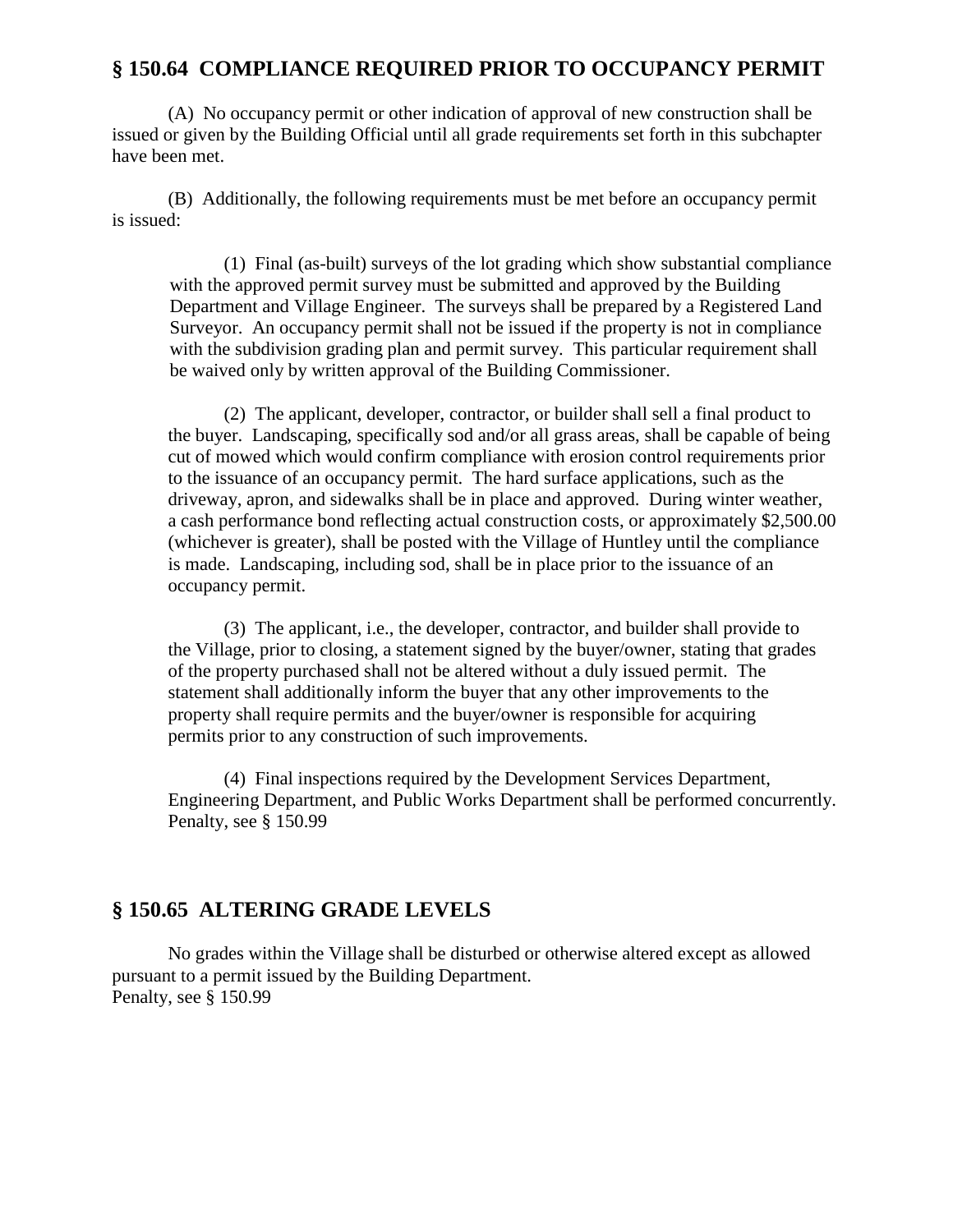## § 150.64 COMPLIANCE REQUIRED PRIOR TO OCCUPANCY PERMIT

(A) No occupancy permit or other indication of approval of new construction shall be issued or given by the Building Official until all grade requirements set forth in this subchapter have been met.

(B) Additionally, the following requirements must be met before an occupancy permit is issued:

(1) Final (as-built) surveys of the lot grading which show substantial compliance with the approved permit survey must be submitted and approved by the Building Department and Village Engineer. The surveys shall be prepared by a Registered Land Surveyor. An occupancy permit shall not be issued if the property is not in compliance with the subdivision grading plan and permit survey. This particular requirement shall be waived only by written approval of the Building Commissioner.

(2) The applicant, developer, contractor, or builder shall sell a final product to the buyer. Landscaping, specifically sod and/or all grass areas, shall be capable of being cut of mowed which would confirm compliance with erosion control requirements prior to the issuance of an occupancy permit. The hard surface applications, such as the driveway, apron, and sidewalks shall be in place and approved. During winter weather, a cash performance bond reflecting actual construction costs, or approximately $2,500.00 (whichever is greater), shall be posted with the Village of Huntley until the compliance is made. Landscaping, including sod, shall be in place prior to the issuance of an occupancy permit.

(3) The applicant, i.e., the developer, contractor, and builder shall provide to the Village, prior to closing, a statement signed by the buyer/owner, stating that grades of the property purchased shall not be altered without a duly issued permit. The statement shall additionally inform the buyer that any other improvements to the property shall require permits and the buyer/owner is responsible for acquiring permits prior to any construction of such improvements.

(4) Final inspections required by the Development Services Department, Engineering Department, and Public Works Department shall be performed concurrently.
Penalty, see § 150.99

## § 150.65 ALTERING GRADE LEVELS

No grades within the Village shall be disturbed or otherwise altered except as allowed pursuant to a permit issued by the Building Department.
Penalty, see § 150.99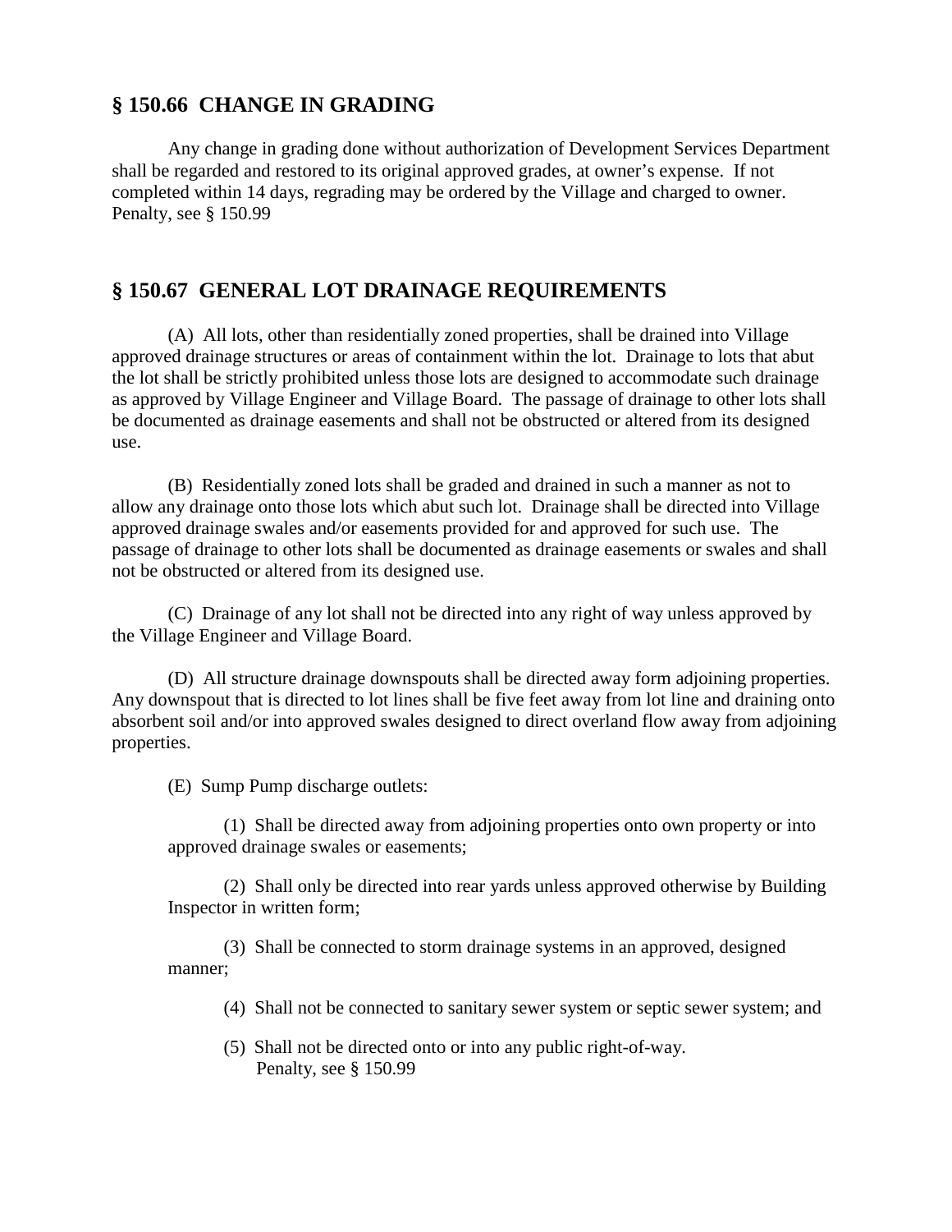## § 150.66 CHANGE IN GRADING

Any change in grading done without authorization of Development Services Department shall be regarded and restored to its original approved grades, at owner's expense. If not completed within 14 days, regrading may be ordered by the Village and charged to owner. Penalty, see § 150.99

## § 150.67 GENERAL LOT DRAINAGE REQUIREMENTS

(A) All lots, other than residentially zoned properties, shall be drained into Village approved drainage structures or areas of containment within the lot. Drainage to lots that abut the lot shall be strictly prohibited unless those lots are designed to accommodate such drainage as approved by Village Engineer and Village Board. The passage of drainage to other lots shall be documented as drainage easements and shall not be obstructed or altered from its designed use.

(B) Residentially zoned lots shall be graded and drained in such a manner as not to allow any drainage onto those lots which abut such lot. Drainage shall be directed into Village approved drainage swales and/or easements provided for and approved for such use. The passage of drainage to other lots shall be documented as drainage easements or swales and shall not be obstructed or altered from its designed use.

(C) Drainage of any lot shall not be directed into any right of way unless approved by the Village Engineer and Village Board.

(D) All structure drainage downspouts shall be directed away form adjoining properties. Any downspout that is directed to lot lines shall be five feet away from lot line and draining onto absorbent soil and/or into approved swales designed to direct overland flow away from adjoining properties.

(E) Sump Pump discharge outlets:

(1) Shall be directed away from adjoining properties onto own property or into approved drainage swales or easements;

(2) Shall only be directed into rear yards unless approved otherwise by Building Inspector in written form;

(3) Shall be connected to storm drainage systems in an approved, designed manner;

(4) Shall not be connected to sanitary sewer system or septic sewer system; and

(5) Shall not be directed onto or into any public right-of-way.
Penalty, see § 150.99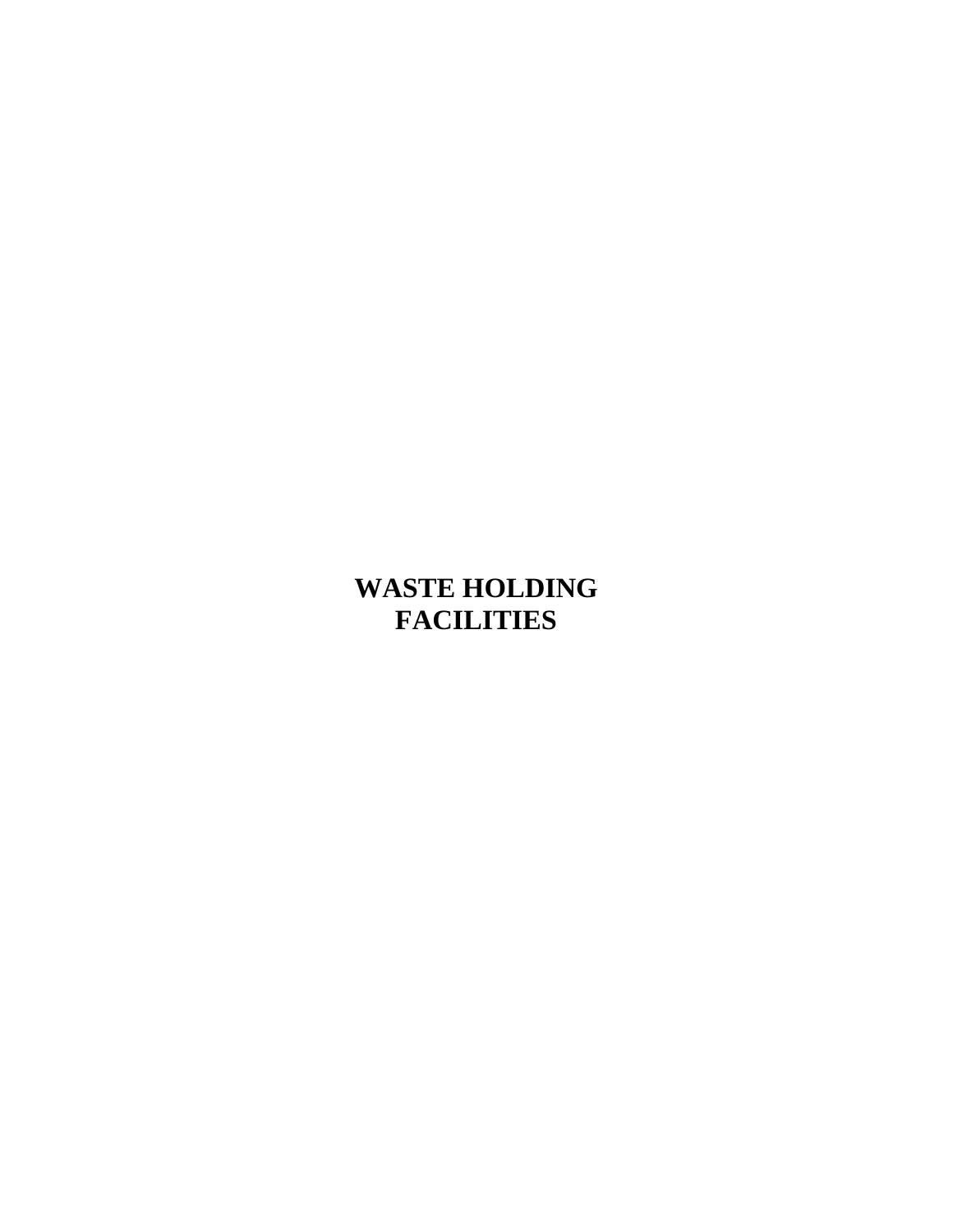# WASTE HOLDING FACILITIES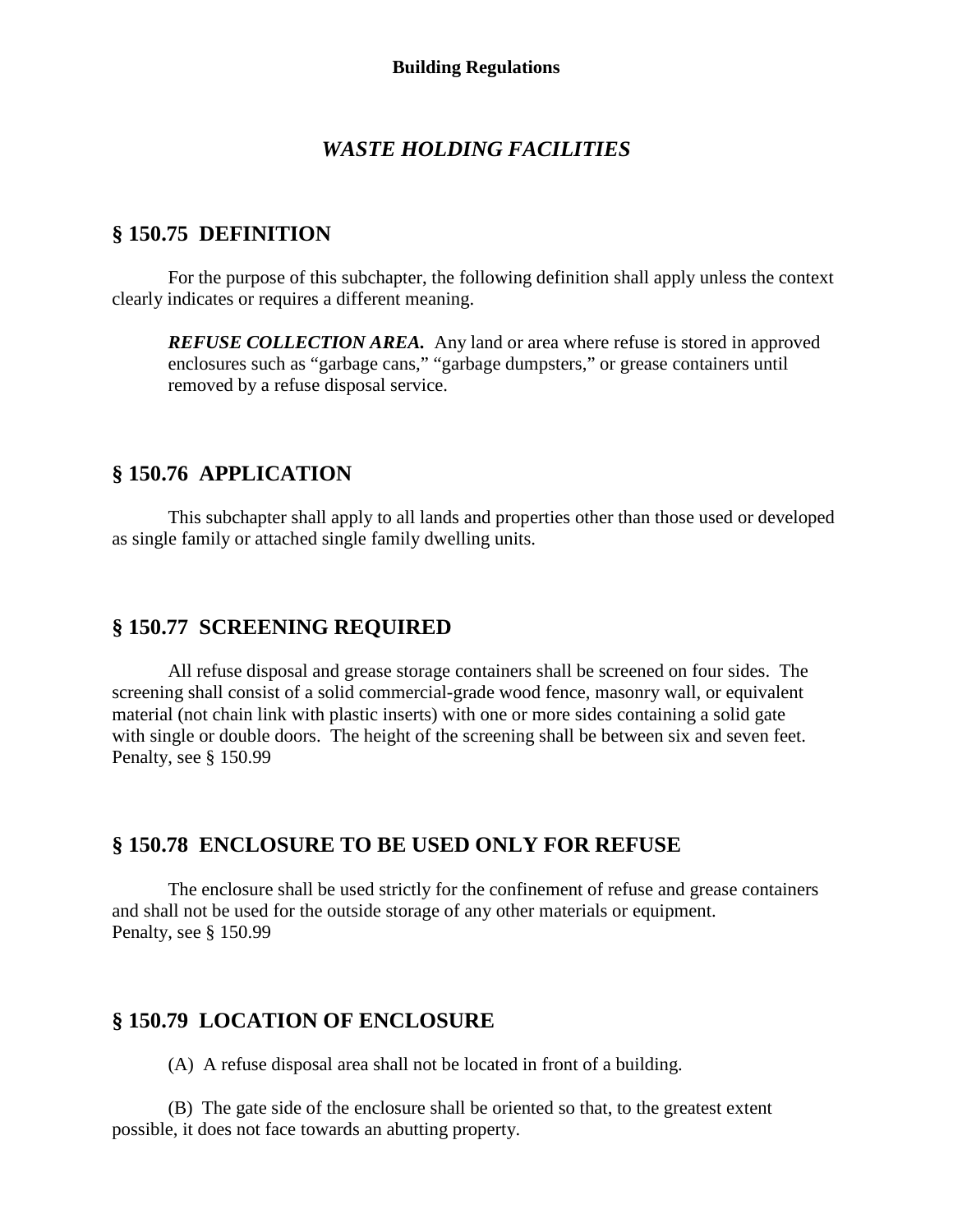## *WASTE HOLDING FACILITIES*

### § 150.75 DEFINITION

For the purpose of this subchapter, the following definition shall apply unless the context clearly indicates or requires a different meaning.

> ***REFUSE COLLECTION AREA.*** Any land or area where refuse is stored in approved enclosures such as "garbage cans," "garbage dumpsters," or grease containers until removed by a refuse disposal service.

### § 150.76 APPLICATION

This subchapter shall apply to all lands and properties other than those used or developed as single family or attached single family dwelling units.

### § 150.77 SCREENING REQUIRED

All refuse disposal and grease storage containers shall be screened on four sides. The screening shall consist of a solid commercial-grade wood fence, masonry wall, or equivalent material (not chain link with plastic inserts) with one or more sides containing a solid gate with single or double doors. The height of the screening shall be between six and seven feet.
Penalty, see § 150.99

### § 150.78 ENCLOSURE TO BE USED ONLY FOR REFUSE

The enclosure shall be used strictly for the confinement of refuse and grease containers and shall not be used for the outside storage of any other materials or equipment.
Penalty, see § 150.99

### § 150.79 LOCATION OF ENCLOSURE

(A) A refuse disposal area shall not be located in front of a building.

(B) The gate side of the enclosure shall be oriented so that, to the greatest extent possible, it does not face towards an abutting property.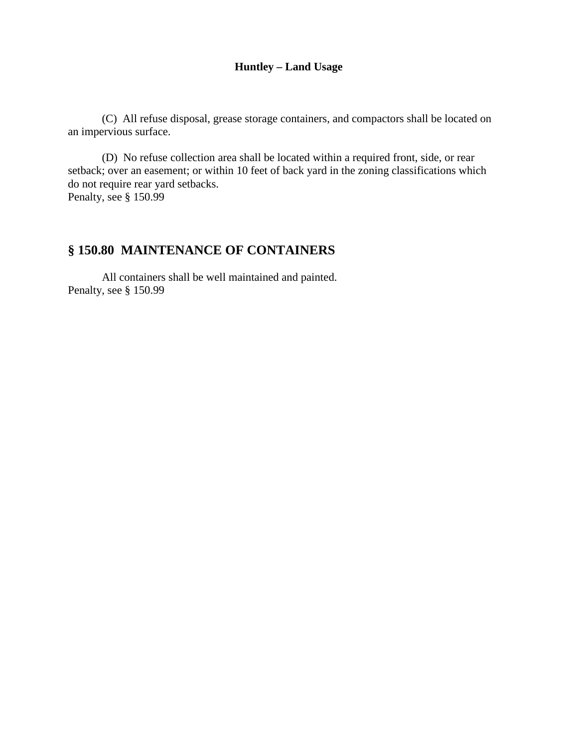(C) All refuse disposal, grease storage containers, and compactors shall be located on an impervious surface.

(D) No refuse collection area shall be located within a required front, side, or rear setback; over an easement; or within 10 feet of back yard in the zoning classifications which do not require rear yard setbacks.
Penalty, see § 150.99

## § 150.80 MAINTENANCE OF CONTAINERS

All containers shall be well maintained and painted.
Penalty, see § 150.99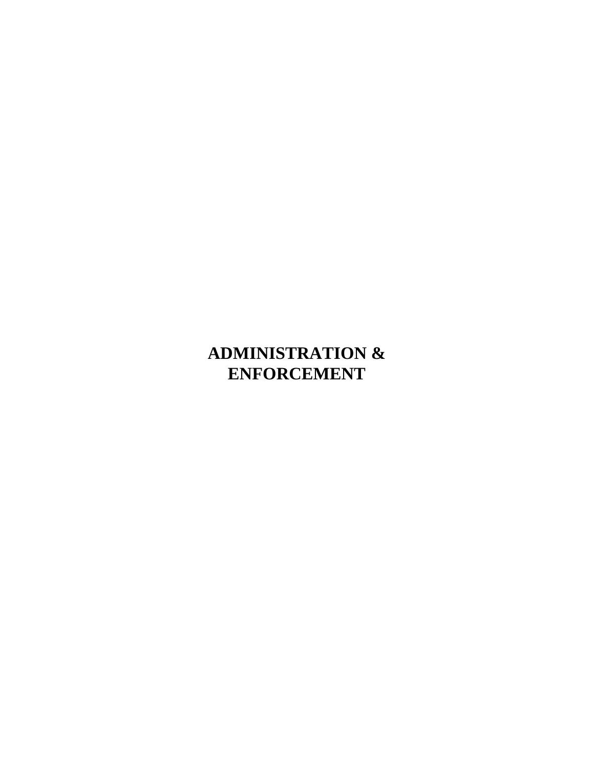# ADMINISTRATION & ENFORCEMENT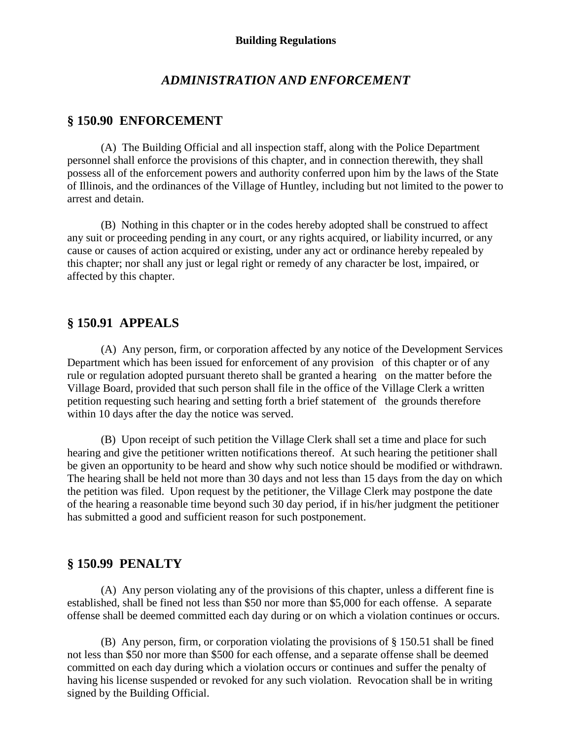## ADMINISTRATION AND ENFORCEMENT

### § 150.90 ENFORCEMENT

(A) The Building Official and all inspection staff, along with the Police Department personnel shall enforce the provisions of this chapter, and in connection therewith, they shall possess all of the enforcement powers and authority conferred upon him by the laws of the State of Illinois, and the ordinances of the Village of Huntley, including but not limited to the power to arrest and detain.

(B) Nothing in this chapter or in the codes hereby adopted shall be construed to affect any suit or proceeding pending in any court, or any rights acquired, or liability incurred, or any cause or causes of action acquired or existing, under any act or ordinance hereby repealed by this chapter; nor shall any just or legal right or remedy of any character be lost, impaired, or affected by this chapter.

### § 150.91 APPEALS

(A) Any person, firm, or corporation affected by any notice of the Development Services Department which has been issued for enforcement of any provision of this chapter or of any rule or regulation adopted pursuant thereto shall be granted a hearing on the matter before the Village Board, provided that such person shall file in the office of the Village Clerk a written petition requesting such hearing and setting forth a brief statement of the grounds therefore within 10 days after the day the notice was served.

(B) Upon receipt of such petition the Village Clerk shall set a time and place for such hearing and give the petitioner written notifications thereof. At such hearing the petitioner shall be given an opportunity to be heard and show why such notice should be modified or withdrawn. The hearing shall be held not more than 30 days and not less than 15 days from the day on which the petition was filed. Upon request by the petitioner, the Village Clerk may postpone the date of the hearing a reasonable time beyond such 30 day period, if in his/her judgment the petitioner has submitted a good and sufficient reason for such postponement.

### § 150.99 PENALTY

(A) Any person violating any of the provisions of this chapter, unless a different fine is established, shall be fined not less than $50 nor more than $5,000 for each offense. A separate offense shall be deemed committed each day during or on which a violation continues or occurs.

(B) Any person, firm, or corporation violating the provisions of § 150.51 shall be fined not less than $50 nor more than $500 for each offense, and a separate offense shall be deemed committed on each day during which a violation occurs or continues and suffer the penalty of having his license suspended or revoked for any such violation. Revocation shall be in writing signed by the Building Official.